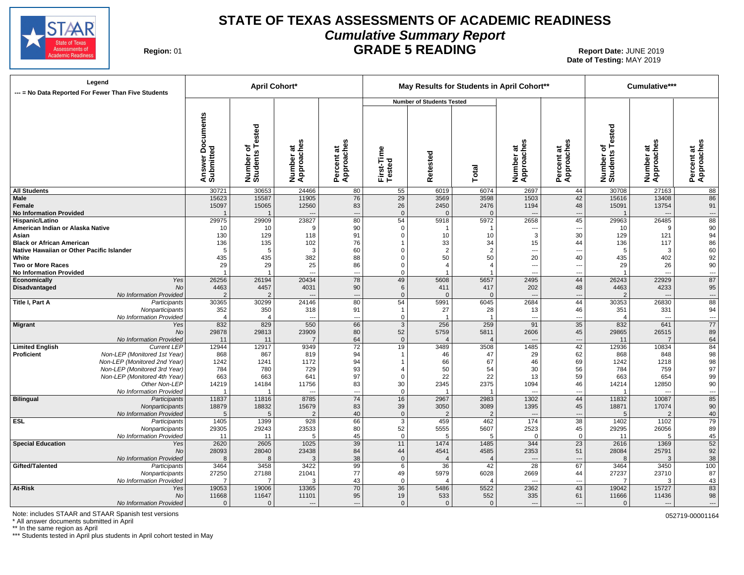# STATE OF TEXAS ASSESSMENTS OF ACADEMIC READINESS

## *Cumulative Summary Report*

## GRADE 5 READING

**Region:** 01

**Report Date:** JUNE 2019
**Date of Testing:** MAY 2019

**Legend**
--- = No Data Reported For Fewer Than Five Students

| | | April Cohort* | | | | May Results for Students in April Cohort** | | | | | Cumulative*** | | |
|---|---|---|---|---|---|---|---|---|---|---|---|---|---|
| | | | | | | Number of Students Tested | | | | | | | |
| | | Answer Documents Submitted | Number of Students Tested | Number at Approaches | Percent at Approaches | First-Time Tested | Retested | Total | Number at Approaches | Percent at Approaches | Number of Students Tested | Number at Approaches | Percent at Approaches |
| **All Students** | | 30721 | 30653 | 24466 | 80 | 55 | 6019 | 6074 | 2697 | 44 | 30708 | 27163 | 88 |
| **Male** | | 15623 | 15587 | 11905 | 76 | 29 | 3569 | 3598 | 1503 | 42 | 15616 | 13408 | 86 |
| **Female** | | 15097 | 15065 | 12560 | 83 | 26 | 2450 | 2476 | 1194 | 48 | 15091 | 13754 | 91 |
| **No Information Provided** | | 1 | 1 | --- | --- | 0 | 0 | 0 | --- | --- | 1 | --- | --- |
| **Hispanic/Latino** | | 29975 | 29909 | 23827 | 80 | 54 | 5918 | 5972 | 2658 | 45 | 29963 | 26485 | 88 |
| **American Indian or Alaska Native** | | 10 | 10 | 9 | 90 | 0 | 1 | 1 | --- | --- | 10 | 9 | 90 |
| **Asian** | | 130 | 129 | 118 | 91 | 0 | 10 | 10 | 3 | 30 | 129 | 121 | 94 |
| **Black or African American** | | 136 | 135 | 102 | 76 | 1 | 33 | 34 | 15 | 44 | 136 | 117 | 86 |
| **Native Hawaiian or Other Pacific Islander** | | 5 | 5 | 3 | 60 | 0 | 2 | 2 | --- | --- | 5 | 3 | 60 |
| **White** | | 435 | 435 | 382 | 88 | 0 | 50 | 50 | 20 | 40 | 435 | 402 | 92 |
| **Two or More Races** | | 29 | 29 | 25 | 86 | 0 | 4 | 4 | --- | --- | 29 | 26 | 90 |
| **No Information Provided** | | 1 | 1 | --- | --- | 0 | 1 | 1 | --- | --- | 1 | --- | --- |
| **Economically Disadvantaged** | *Yes* | 26256 | 26194 | 20434 | 78 | 49 | 5608 | 5657 | 2495 | 44 | 26243 | 22929 | 87 |
| | *No* | 4463 | 4457 | 4031 | 90 | 6 | 411 | 417 | 202 | 48 | 4463 | 4233 | 95 |
| | *No Information Provided* | 2 | 2 | --- | --- | 0 | 0 | 0 | --- | --- | 2 | --- | --- |
| **Title I, Part A** | *Participants* | 30365 | 30299 | 24146 | 80 | 54 | 5991 | 6045 | 2684 | 44 | 30353 | 26830 | 88 |
| | *Nonparticipants* | 352 | 350 | 318 | 91 | 1 | 27 | 28 | 13 | 46 | 351 | 331 | 94 |
| | *No Information Provided* | 4 | 4 | --- | --- | 0 | 1 | 1 | --- | --- | 4 | --- | --- |
| **Migrant** | *Yes* | 832 | 829 | 550 | 66 | 3 | 256 | 259 | 91 | 35 | 832 | 641 | 77 |
| | *No* | 29878 | 29813 | 23909 | 80 | 52 | 5759 | 5811 | 2606 | 45 | 29865 | 26515 | 89 |
| | *No Information Provided* | 11 | 11 | 7 | 64 | 0 | 4 | 4 | --- | --- | 11 | 7 | 64 |
| **Limited English Proficient** | *Current LEP* | 12944 | 12917 | 9349 | 72 | 19 | 3489 | 3508 | 1485 | 42 | 12936 | 10834 | 84 |
| | *Non-LEP (Monitored 1st Year)* | 868 | 867 | 819 | 94 | 1 | 46 | 47 | 29 | 62 | 868 | 848 | 98 |
| | *Non-LEP (Monitored 2nd Year)* | 1242 | 1241 | 1172 | 94 | 1 | 66 | 67 | 46 | 69 | 1242 | 1218 | 98 |
| | *Non-LEP (Monitored 3rd Year)* | 784 | 780 | 729 | 93 | 4 | 50 | 54 | 30 | 56 | 784 | 759 | 97 |
| | *Non-LEP (Monitored 4th Year)* | 663 | 663 | 641 | 97 | 0 | 22 | 22 | 13 | 59 | 663 | 654 | 99 |
| | *Other Non-LEP* | 14219 | 14184 | 11756 | 83 | 30 | 2345 | 2375 | 1094 | 46 | 14214 | 12850 | 90 |
| | *No Information Provided* | 1 | 1 | --- | --- | 0 | 1 | 1 | --- | --- | 1 | --- | --- |
| **Bilingual** | *Participants* | 11837 | 11816 | 8785 | 74 | 16 | 2967 | 2983 | 1302 | 44 | 11832 | 10087 | 85 |
| | *Nonparticipants* | 18879 | 18832 | 15679 | 83 | 39 | 3050 | 3089 | 1395 | 45 | 18871 | 17074 | 90 |
| | *No Information Provided* | 5 | 5 | 2 | 40 | 0 | 2 | 2 | --- | --- | 5 | 2 | 40 |
| **ESL** | *Participants* | 1405 | 1399 | 928 | 66 | 3 | 459 | 462 | 174 | 38 | 1402 | 1102 | 79 |
| | *Nonparticipants* | 29305 | 29243 | 23533 | 80 | 52 | 5555 | 5607 | 2523 | 45 | 29295 | 26056 | 89 |
| | *No Information Provided* | 11 | 11 | 5 | 45 | 0 | 5 | 5 | 0 | 0 | 11 | 5 | 45 |
| **Special Education** | *Yes* | 2620 | 2605 | 1025 | 39 | 11 | 1474 | 1485 | 344 | 23 | 2616 | 1369 | 52 |
| | *No* | 28093 | 28040 | 23438 | 84 | 44 | 4541 | 4585 | 2353 | 51 | 28084 | 25791 | 92 |
| | *No Information Provided* | 8 | 8 | 3 | 38 | 0 | 4 | 4 | --- | --- | 8 | 3 | 38 |
| **Gifted/Talented** | *Participants* | 3464 | 3458 | 3422 | 99 | 6 | 36 | 42 | 28 | 67 | 3464 | 3450 | 100 |
| | *Nonparticipants* | 27250 | 27188 | 21041 | 77 | 49 | 5979 | 6028 | 2669 | 44 | 27237 | 23710 | 87 |
| | *No Information Provided* | 7 | 7 | 3 | 43 | 0 | 4 | 4 | --- | --- | 7 | 3 | 43 |
| **At-Risk** | *Yes* | 19053 | 19006 | 13365 | 70 | 36 | 5486 | 5522 | 2362 | 43 | 19042 | 15727 | 83 |
| | *No* | 11668 | 11647 | 11101 | 95 | 19 | 533 | 552 | 335 | 61 | 11666 | 11436 | 98 |
| | *No Information Provided* | 0 | 0 | --- | --- | 0 | 0 | 0 | --- | --- | 0 | --- | --- |

Note: includes STAAR and STAAR Spanish test versions
* All answer documents submitted in April
** In the same region as April
*** Students tested in April plus students in April cohort tested in May

052719-00001164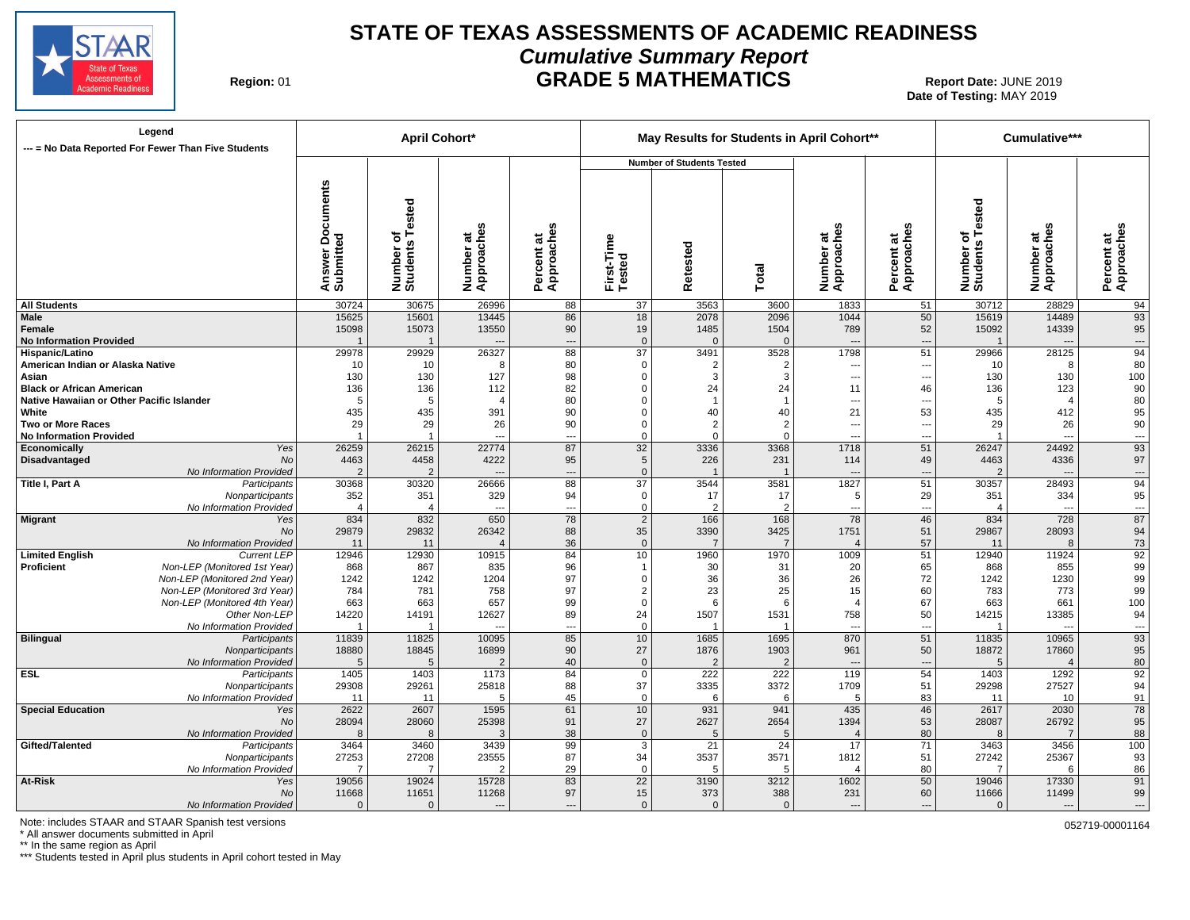# STATE OF TEXAS ASSESSMENTS OF ACADEMIC READINESS

## *Cumulative Summary Report*

## GRADE 5 MATHEMATICS

**Region:** 01

**Report Date:** JUNE 2019
**Date of Testing:** MAY 2019

| Legend<br>--- = No Data Reported For Fewer Than Five Students | | April Cohort* | | | | May Results for Students in April Cohort** | | | | | Cumulative*** | | |
|---|---|---|---|---|---|---|---|---|---|---|---|---|---|
| | | | | | | Number of Students Tested | | | | | | | |
| | | Answer Documents Submitted | Number of Students Tested | Number at Approaches | Percent at Approaches | First-Time Tested | Retested | Total | Number at Approaches | Percent at Approaches | Number of Students Tested | Number at Approaches | Percent at Approaches |
| **All Students** | | 30724 | 30675 | 26996 | 88 | 37 | 3563 | 3600 | 1833 | 51 | 30712 | 28829 | 94 |
| **Male** | | 15625 | 15601 | 13445 | 86 | 18 | 2078 | 2096 | 1044 | 50 | 15619 | 14489 | 93 |
| **Female** | | 15098 | 15073 | 13550 | 90 | 19 | 1485 | 1504 | 789 | 52 | 15092 | 14339 | 95 |
| **No Information Provided** | | 1 | 1 | --- | --- | 0 | 0 | 0 | --- | --- | 1 | --- | --- |
| **Hispanic/Latino** | | 29978 | 29929 | 26327 | 88 | 37 | 3491 | 3528 | 1798 | 51 | 29966 | 28125 | 94 |
| **American Indian or Alaska Native** | | 10 | 10 | 8 | 80 | 0 | 2 | 2 | --- | --- | 10 | 8 | 80 |
| **Asian** | | 130 | 130 | 127 | 98 | 0 | 3 | 3 | --- | --- | 130 | 130 | 100 |
| **Black or African American** | | 136 | 136 | 112 | 82 | 0 | 24 | 24 | 11 | 46 | 136 | 123 | 90 |
| **Native Hawaiian or Other Pacific Islander** | | 5 | 5 | 4 | 80 | 0 | 1 | 1 | --- | --- | 5 | 4 | 80 |
| **White** | | 435 | 435 | 391 | 90 | 0 | 40 | 40 | 21 | 53 | 435 | 412 | 95 |
| **Two or More Races** | | 29 | 29 | 26 | 90 | 0 | 2 | 2 | --- | --- | 29 | 26 | 90 |
| **No Information Provided** | | 1 | 1 | --- | --- | 0 | 0 | 0 | --- | --- | 1 | --- | --- |
| **Economically Disadvantaged** | *Yes* | 26259 | 26215 | 22774 | 87 | 32 | 3336 | 3368 | 1718 | 51 | 26247 | 24492 | 93 |
| | *No* | 4463 | 4458 | 4222 | 95 | 5 | 226 | 231 | 114 | 49 | 4463 | 4336 | 97 |
| | *No Information Provided* | 2 | 2 | --- | --- | 0 | 1 | 1 | --- | --- | 2 | --- | --- |
| **Title I, Part A** | *Participants* | 30368 | 30320 | 26666 | 88 | 37 | 3544 | 3581 | 1827 | 51 | 30357 | 28493 | 94 |
| | *Nonparticipants* | 352 | 351 | 329 | 94 | 0 | 17 | 17 | 5 | 29 | 351 | 334 | 95 |
| | *No Information Provided* | 4 | 4 | --- | --- | 0 | 2 | 2 | --- | --- | 4 | --- | --- |
| **Migrant** | *Yes* | 834 | 832 | 650 | 78 | 2 | 166 | 168 | 78 | 46 | 834 | 728 | 87 |
| | *No* | 29879 | 29832 | 26342 | 88 | 35 | 3390 | 3425 | 1751 | 51 | 29867 | 28093 | 94 |
| | *No Information Provided* | 11 | 11 | 4 | 36 | 0 | 7 | 7 | 4 | 57 | 11 | 8 | 73 |
| **Limited English Proficient** | *Current LEP* | 12946 | 12930 | 10915 | 84 | 10 | 1960 | 1970 | 1009 | 51 | 12940 | 11924 | 92 |
| | *Non-LEP (Monitored 1st Year)* | 868 | 867 | 835 | 96 | 1 | 30 | 31 | 20 | 65 | 868 | 855 | 99 |
| | *Non-LEP (Monitored 2nd Year)* | 1242 | 1242 | 1204 | 97 | 0 | 36 | 36 | 26 | 72 | 1242 | 1230 | 99 |
| | *Non-LEP (Monitored 3rd Year)* | 784 | 781 | 758 | 97 | 2 | 23 | 25 | 15 | 60 | 783 | 773 | 99 |
| | *Non-LEP (Monitored 4th Year)* | 663 | 663 | 657 | 99 | 0 | 6 | 6 | 4 | 67 | 663 | 661 | 100 |
| | *Other Non-LEP* | 14220 | 14191 | 12627 | 89 | 24 | 1507 | 1531 | 758 | 50 | 14215 | 13385 | 94 |
| | *No Information Provided* | 1 | 1 | --- | --- | 0 | 1 | 1 | --- | --- | 1 | --- | --- |
| **Bilingual** | *Participants* | 11839 | 11825 | 10095 | 85 | 10 | 1685 | 1695 | 870 | 51 | 11835 | 10965 | 93 |
| | *Nonparticipants* | 18880 | 18845 | 16899 | 90 | 27 | 1876 | 1903 | 961 | 50 | 18872 | 17860 | 95 |
| | *No Information Provided* | 5 | 5 | 2 | 40 | 0 | 2 | 2 | --- | --- | 5 | 4 | 80 |
| **ESL** | *Participants* | 1405 | 1403 | 1173 | 84 | 0 | 222 | 222 | 119 | 54 | 1403 | 1292 | 92 |
| | *Nonparticipants* | 29308 | 29261 | 25818 | 88 | 37 | 3335 | 3372 | 1709 | 51 | 29298 | 27527 | 94 |
| | *No Information Provided* | 11 | 11 | 5 | 45 | 0 | 6 | 6 | 5 | 83 | 11 | 10 | 91 |
| **Special Education** | *Yes* | 2622 | 2607 | 1595 | 61 | 10 | 931 | 941 | 435 | 46 | 2617 | 2030 | 78 |
| | *No* | 28094 | 28060 | 25398 | 91 | 27 | 2627 | 2654 | 1394 | 53 | 28087 | 26792 | 95 |
| | *No Information Provided* | 8 | 8 | 3 | 38 | 0 | 5 | 5 | 4 | 80 | 8 | 7 | 88 |
| **Gifted/Talented** | *Participants* | 3464 | 3460 | 3439 | 99 | 3 | 21 | 24 | 17 | 71 | 3463 | 3456 | 100 |
| | *Nonparticipants* | 27253 | 27208 | 23555 | 87 | 34 | 3537 | 3571 | 1812 | 51 | 27242 | 25367 | 93 |
| | *No Information Provided* | 7 | 7 | 2 | 29 | 0 | 5 | 5 | 4 | 80 | 7 | 6 | 86 |
| **At-Risk** | *Yes* | 19056 | 19024 | 15728 | 83 | 22 | 3190 | 3212 | 1602 | 50 | 19046 | 17330 | 91 |
| | *No* | 11668 | 11651 | 11268 | 97 | 15 | 373 | 388 | 231 | 60 | 11666 | 11499 | 99 |
| | *No Information Provided* | 0 | 0 | --- | --- | 0 | 0 | 0 | --- | --- | 0 | --- | --- |

Note: includes STAAR and STAAR Spanish test versions
* All answer documents submitted in April
** In the same region as April
*** Students tested in April plus students in April cohort tested in May

052719-00001164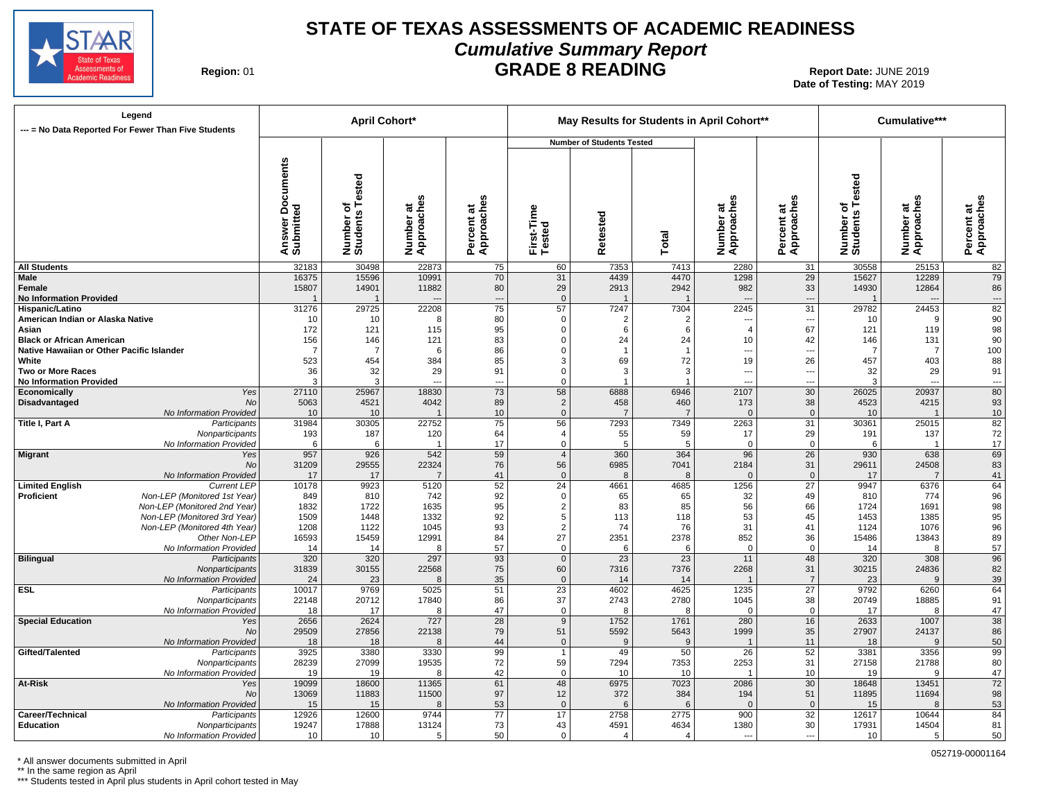# STATE OF TEXAS ASSESSMENTS OF ACADEMIC READINESS

## *Cumulative Summary Report*

## GRADE 8 READING

**Region:** 01

**Report Date:** JUNE 2019
**Date of Testing:** MAY 2019

| Legend<br>--- = No Data Reported For Fewer Than Five Students | | April Cohort* | | | | May Results for Students in April Cohort** | | | | | Cumulative*** | | |
|---|---|---|---|---|---|---|---|---|---|---|---|---|---|
| | | | | | | Number of Students Tested | | | | | | | |
| | | Answer Documents Submitted | Number of Students Tested | Number at Approaches | Percent at Approaches | First-Time Tested | Retested | Total | Number at Approaches | Percent at Approaches | Number of Students Tested | Number at Approaches | Percent at Approaches |
| **All Students** | | 32183 | 30498 | 22873 | 75 | 60 | 7353 | 7413 | 2280 | 31 | 30558 | 25153 | 82 |
| **Male** | | 16375 | 15596 | 10991 | 70 | 31 | 4439 | 4470 | 1298 | 29 | 15627 | 12289 | 79 |
| **Female** | | 15807 | 14901 | 11882 | 80 | 29 | 2913 | 2942 | 982 | 33 | 14930 | 12864 | 86 |
| **No Information Provided** | | 1 | 1 | --- | --- | 0 | 1 | 1 | --- | --- | 1 | --- | --- |
| **Hispanic/Latino** | | 31276 | 29725 | 22208 | 75 | 57 | 7247 | 7304 | 2245 | 31 | 29782 | 24453 | 82 |
| **American Indian or Alaska Native** | | 10 | 10 | 8 | 80 | 0 | 2 | 2 | --- | --- | 10 | 9 | 90 |
| **Asian** | | 172 | 121 | 115 | 95 | 0 | 6 | 6 | 4 | 67 | 121 | 119 | 98 |
| **Black or African American** | | 156 | 146 | 121 | 83 | 0 | 24 | 24 | 10 | 42 | 146 | 131 | 90 |
| **Native Hawaiian or Other Pacific Islander** | | 7 | 7 | 6 | 86 | 0 | 1 | 1 | --- | --- | 7 | 7 | 100 |
| **White** | | 523 | 454 | 384 | 85 | 3 | 69 | 72 | 19 | 26 | 457 | 403 | 88 |
| **Two or More Races** | | 36 | 32 | 29 | 91 | 0 | 3 | 3 | --- | --- | 32 | 29 | 91 |
| **No Information Provided** | | 3 | 3 | --- | --- | 0 | 1 | 1 | --- | --- | 3 | --- | --- |
| **Economically Disadvantaged** | *Yes* | 27110 | 25967 | 18830 | 73 | 58 | 6888 | 6946 | 2107 | 30 | 26025 | 20937 | 80 |
| | *No* | 5063 | 4521 | 4042 | 89 | 2 | 458 | 460 | 173 | 38 | 4523 | 4215 | 93 |
| | *No Information Provided* | 10 | 10 | 1 | 10 | 0 | 7 | 7 | 0 | 0 | 10 | 1 | 10 |
| **Title I, Part A** | *Participants* | 31984 | 30305 | 22752 | 75 | 56 | 7293 | 7349 | 2263 | 31 | 30361 | 25015 | 82 |
| | *Nonparticipants* | 193 | 187 | 120 | 64 | 4 | 55 | 59 | 17 | 29 | 191 | 137 | 72 |
| | *No Information Provided* | 6 | 6 | 1 | 17 | 0 | 5 | 5 | 0 | 0 | 6 | 1 | 17 |
| **Migrant** | *Yes* | 957 | 926 | 542 | 59 | 4 | 360 | 364 | 96 | 26 | 930 | 638 | 69 |
| | *No* | 31209 | 29555 | 22324 | 76 | 56 | 6985 | 7041 | 2184 | 31 | 29611 | 24508 | 83 |
| | *No Information Provided* | 17 | 17 | 7 | 41 | 0 | 8 | 8 | 0 | 0 | 17 | 7 | 41 |
| **Limited English Proficient** | *Current LEP* | 10178 | 9923 | 5120 | 52 | 24 | 4661 | 4685 | 1256 | 27 | 9947 | 6376 | 64 |
| | *Non-LEP (Monitored 1st Year)* | 849 | 810 | 742 | 92 | 0 | 65 | 65 | 32 | 49 | 810 | 774 | 96 |
| | *Non-LEP (Monitored 2nd Year)* | 1832 | 1722 | 1635 | 95 | 2 | 83 | 85 | 56 | 66 | 1724 | 1691 | 98 |
| | *Non-LEP (Monitored 3rd Year)* | 1509 | 1448 | 1332 | 92 | 5 | 113 | 118 | 53 | 45 | 1453 | 1385 | 95 |
| | *Non-LEP (Monitored 4th Year)* | 1208 | 1122 | 1045 | 93 | 2 | 74 | 76 | 31 | 41 | 1124 | 1076 | 96 |
| | *Other Non-LEP* | 16593 | 15459 | 12991 | 84 | 27 | 2351 | 2378 | 852 | 36 | 15486 | 13843 | 89 |
| | *No Information Provided* | 14 | 14 | 8 | 57 | 0 | 6 | 6 | 0 | 0 | 14 | 8 | 57 |
| **Bilingual** | *Participants* | 320 | 320 | 297 | 93 | 0 | 23 | 23 | 11 | 48 | 320 | 308 | 96 |
| | *Nonparticipants* | 31839 | 30155 | 22568 | 75 | 60 | 7316 | 7376 | 2268 | 31 | 30215 | 24836 | 82 |
| | *No Information Provided* | 24 | 23 | 8 | 35 | 0 | 14 | 14 | 1 | 7 | 23 | 9 | 39 |
| **ESL** | *Participants* | 10017 | 9769 | 5025 | 51 | 23 | 4602 | 4625 | 1235 | 27 | 9792 | 6260 | 64 |
| | *Nonparticipants* | 22148 | 20712 | 17840 | 86 | 37 | 2743 | 2780 | 1045 | 38 | 20749 | 18885 | 91 |
| | *No Information Provided* | 18 | 17 | 8 | 47 | 0 | 8 | 8 | 0 | 0 | 17 | 8 | 47 |
| **Special Education** | *Yes* | 2656 | 2624 | 727 | 28 | 9 | 1752 | 1761 | 280 | 16 | 2633 | 1007 | 38 |
| | *No* | 29509 | 27856 | 22138 | 79 | 51 | 5592 | 5643 | 1999 | 35 | 27907 | 24137 | 86 |
| | *No Information Provided* | 18 | 18 | 8 | 44 | 0 | 9 | 9 | 1 | 11 | 18 | 9 | 50 |
| **Gifted/Talented** | *Participants* | 3925 | 3380 | 3330 | 99 | 1 | 49 | 50 | 26 | 52 | 3381 | 3356 | 99 |
| | *Nonparticipants* | 28239 | 27099 | 19535 | 72 | 59 | 7294 | 7353 | 2253 | 31 | 27158 | 21788 | 80 |
| | *No Information Provided* | 19 | 19 | 8 | 42 | 0 | 10 | 10 | 1 | 10 | 19 | 9 | 47 |
| **At-Risk** | *Yes* | 19099 | 18600 | 11365 | 61 | 48 | 6975 | 7023 | 2086 | 30 | 18648 | 13451 | 72 |
| | *No* | 13069 | 11883 | 11500 | 97 | 12 | 372 | 384 | 194 | 51 | 11895 | 11694 | 98 |
| | *No Information Provided* | 15 | 15 | 8 | 53 | 0 | 6 | 6 | 0 | 0 | 15 | 8 | 53 |
| **Career/Technical Education** | *Participants* | 12926 | 12600 | 9744 | 77 | 17 | 2758 | 2775 | 900 | 32 | 12617 | 10644 | 84 |
| | *Nonparticipants* | 19247 | 17888 | 13124 | 73 | 43 | 4591 | 4634 | 1380 | 30 | 17931 | 14504 | 81 |
| | *No Information Provided* | 10 | 10 | 5 | 50 | 0 | 4 | 4 | --- | --- | 10 | 5 | 50 |

\* All answer documents submitted in April
\** In the same region as April
\*** Students tested in April plus students in April cohort tested in May

052719-00001164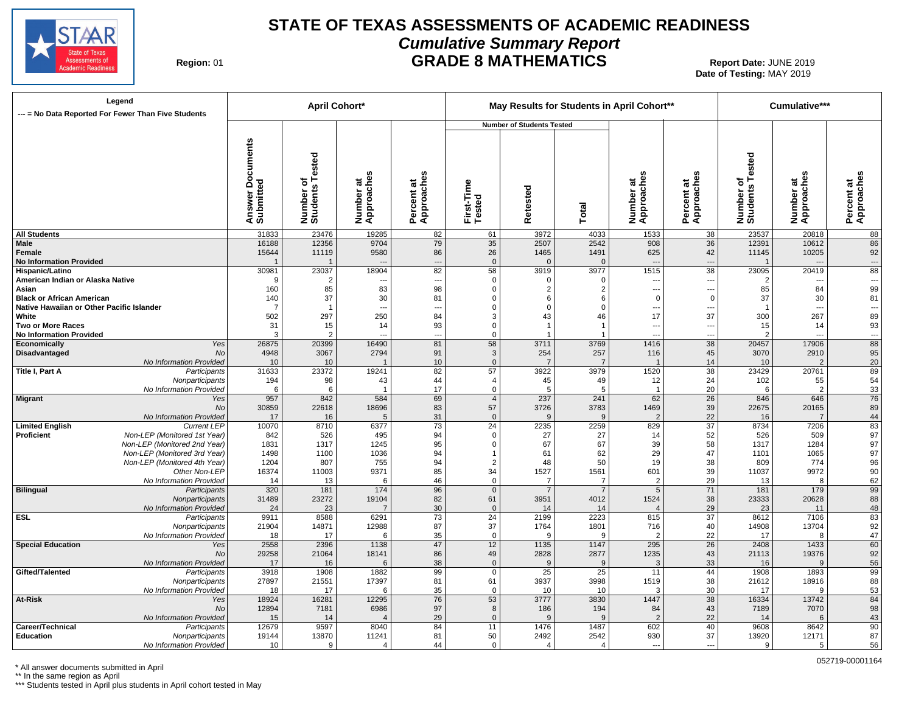# STATE OF TEXAS ASSESSMENTS OF ACADEMIC READINESS

## *Cumulative Summary Report*

## GRADE 8 MATHEMATICS

**Region:** 01

**Report Date:** JUNE 2019
**Date of Testing:** MAY 2019

**Legend**
--- = No Data Reported For Fewer Than Five Students

| | | April Cohort* | | | | May Results for Students in April Cohort** | | | | | Cumulative*** | | |
|---|---|---|---|---|---|---|---|---|---|---|---|---|---|
| | | | | | | Number of Students Tested | | | | | | | |
| | | Answer Documents Submitted | Number of Students Tested | Number at Approaches | Percent at Approaches | First-Time Tested | Retested | Total | Number at Approaches | Percent at Approaches | Number of Students Tested | Number at Approaches | Percent at Approaches |
| **All Students** | | 31833 | 23476 | 19285 | 82 | 61 | 3972 | 4033 | 1533 | 38 | 23537 | 20818 | 88 |
| **Male** | | 16188 | 12356 | 9704 | 79 | 35 | 2507 | 2542 | 908 | 36 | 12391 | 10612 | 86 |
| **Female** | | 15644 | 11119 | 9580 | 86 | 26 | 1465 | 1491 | 625 | 42 | 11145 | 10205 | 92 |
| **No Information Provided** | | 1 | 1 | --- | --- | 0 | 0 | 0 | --- | --- | 1 | --- | --- |
| **Hispanic/Latino** | | 30981 | 23037 | 18904 | 82 | 58 | 3919 | 3977 | 1515 | 38 | 23095 | 20419 | 88 |
| **American Indian or Alaska Native** | | 9 | 2 | --- | --- | 0 | 0 | 0 | --- | --- | 2 | --- | --- |
| **Asian** | | 160 | 85 | 83 | 98 | 0 | 2 | 2 | --- | --- | 85 | 84 | 99 |
| **Black or African American** | | 140 | 37 | 30 | 81 | 0 | 6 | 6 | 0 | 0 | 37 | 30 | 81 |
| **Native Hawaiian or Other Pacific Islander** | | 7 | 1 | --- | --- | 0 | 0 | 0 | --- | --- | 1 | --- | --- |
| **White** | | 502 | 297 | 250 | 84 | 3 | 43 | 46 | 17 | 37 | 300 | 267 | 89 |
| **Two or More Races** | | 31 | 15 | 14 | 93 | 0 | 1 | 1 | --- | --- | 15 | 14 | 93 |
| **No Information Provided** | | 3 | 2 | --- | --- | 0 | 1 | 1 | --- | --- | 2 | --- | --- |
| **Economically Disadvantaged** | *Yes* | 26875 | 20399 | 16490 | 81 | 58 | 3711 | 3769 | 1416 | 38 | 20457 | 17906 | 88 |
| | *No* | 4948 | 3067 | 2794 | 91 | 3 | 254 | 257 | 116 | 45 | 3070 | 2910 | 95 |
| | *No Information Provided* | 10 | 10 | 1 | 10 | 0 | 7 | 7 | 1 | 14 | 10 | 2 | 20 |
| **Title I, Part A** | *Participants* | 31633 | 23372 | 19241 | 82 | 57 | 3922 | 3979 | 1520 | 38 | 23429 | 20761 | 89 |
| | *Nonparticipants* | 194 | 98 | 43 | 44 | 4 | 45 | 49 | 12 | 24 | 102 | 55 | 54 |
| | *No Information Provided* | 6 | 6 | 1 | 17 | 0 | 5 | 5 | 1 | 20 | 6 | 2 | 33 |
| **Migrant** | *Yes* | 957 | 842 | 584 | 69 | 4 | 237 | 241 | 62 | 26 | 846 | 646 | 76 |
| | *No* | 30859 | 22618 | 18696 | 83 | 57 | 3726 | 3783 | 1469 | 39 | 22675 | 20165 | 89 |
| | *No Information Provided* | 17 | 16 | 5 | 31 | 0 | 9 | 9 | 2 | 22 | 16 | 7 | 44 |
| **Limited English Proficient** | *Current LEP* | 10070 | 8710 | 6377 | 73 | 24 | 2235 | 2259 | 829 | 37 | 8734 | 7206 | 83 |
| | *Non-LEP (Monitored 1st Year)* | 842 | 526 | 495 | 94 | 0 | 27 | 27 | 14 | 52 | 526 | 509 | 97 |
| | *Non-LEP (Monitored 2nd Year)* | 1831 | 1317 | 1245 | 95 | 0 | 67 | 67 | 39 | 58 | 1317 | 1284 | 97 |
| | *Non-LEP (Monitored 3rd Year)* | 1498 | 1100 | 1036 | 94 | 1 | 61 | 62 | 29 | 47 | 1101 | 1065 | 97 |
| | *Non-LEP (Monitored 4th Year)* | 1204 | 807 | 755 | 94 | 2 | 48 | 50 | 19 | 38 | 809 | 774 | 96 |
| | *Other Non-LEP* | 16374 | 11003 | 9371 | 85 | 34 | 1527 | 1561 | 601 | 39 | 11037 | 9972 | 90 |
| | *No Information Provided* | 14 | 13 | 6 | 46 | 0 | 7 | 7 | 2 | 29 | 13 | 8 | 62 |
| **Bilingual** | *Participants* | 320 | 181 | 174 | 96 | 0 | 7 | 7 | 5 | 71 | 181 | 179 | 99 |
| | *Nonparticipants* | 31489 | 23272 | 19104 | 82 | 61 | 3951 | 4012 | 1524 | 38 | 23333 | 20628 | 88 |
| | *No Information Provided* | 24 | 23 | 7 | 30 | 0 | 14 | 14 | 4 | 29 | 23 | 11 | 48 |
| **ESL** | *Participants* | 9911 | 8588 | 6291 | 73 | 24 | 2199 | 2223 | 815 | 37 | 8612 | 7106 | 83 |
| | *Nonparticipants* | 21904 | 14871 | 12988 | 87 | 37 | 1764 | 1801 | 716 | 40 | 14908 | 13704 | 92 |
| | *No Information Provided* | 18 | 17 | 6 | 35 | 0 | 9 | 9 | 2 | 22 | 17 | 8 | 47 |
| **Special Education** | *Yes* | 2558 | 2396 | 1138 | 47 | 12 | 1135 | 1147 | 295 | 26 | 2408 | 1433 | 60 |
| | *No* | 29258 | 21064 | 18141 | 86 | 49 | 2828 | 2877 | 1235 | 43 | 21113 | 19376 | 92 |
| | *No Information Provided* | 17 | 16 | 6 | 38 | 0 | 9 | 9 | 3 | 33 | 16 | 9 | 56 |
| **Gifted/Talented** | *Participants* | 3918 | 1908 | 1882 | 99 | 0 | 25 | 25 | 11 | 44 | 1908 | 1893 | 99 |
| | *Nonparticipants* | 27897 | 21551 | 17397 | 81 | 61 | 3937 | 3998 | 1519 | 38 | 21612 | 18916 | 88 |
| | *No Information Provided* | 18 | 17 | 6 | 35 | 0 | 10 | 10 | 3 | 30 | 17 | 9 | 53 |
| **At-Risk** | *Yes* | 18924 | 16281 | 12295 | 76 | 53 | 3777 | 3830 | 1447 | 38 | 16334 | 13742 | 84 |
| | *No* | 12894 | 7181 | 6986 | 97 | 8 | 186 | 194 | 84 | 43 | 7189 | 7070 | 98 |
| | *No Information Provided* | 15 | 14 | 4 | 29 | 0 | 9 | 9 | 2 | 22 | 14 | 6 | 43 |
| **Career/Technical Education** | *Participants* | 12679 | 9597 | 8040 | 84 | 11 | 1476 | 1487 | 602 | 40 | 9608 | 8642 | 90 |
| | *Nonparticipants* | 19144 | 13870 | 11241 | 81 | 50 | 2492 | 2542 | 930 | 37 | 13920 | 12171 | 87 |
| | *No Information Provided* | 10 | 9 | 4 | 44 | 0 | 4 | 4 | --- | --- | 9 | 5 | 56 |

\* All answer documents submitted in April
\*\* In the same region as April
\*\*\* Students tested in April plus students in April cohort tested in May

052719-00001164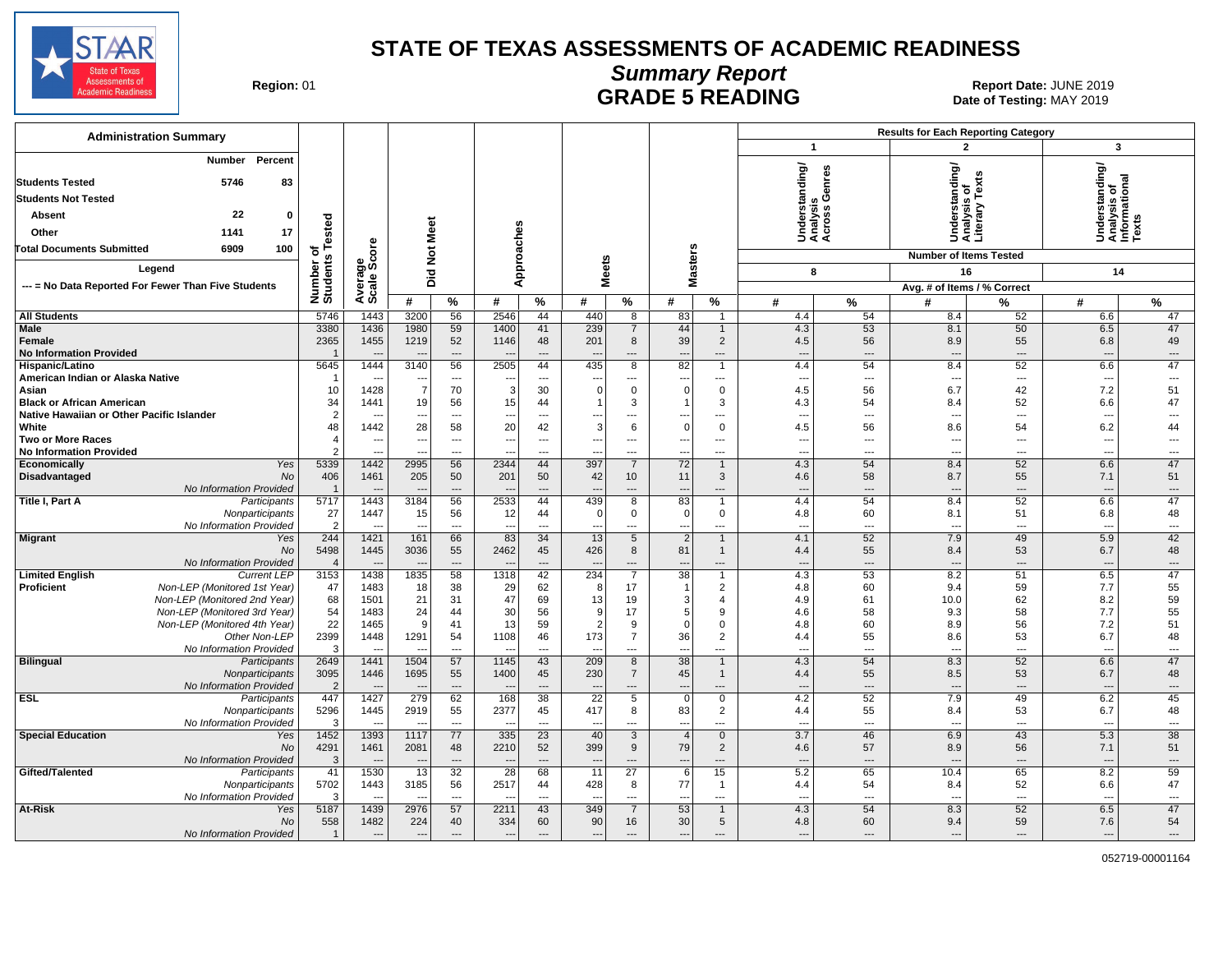# STATE OF TEXAS ASSESSMENTS OF ACADEMIC READINESS

## Summary Report

## GRADE 5 READING

**Region:** 01

**Report Date:** JUNE 2019
**Date of Testing:** MAY 2019

### Administration Summary

| | Number | Percent |
|---|---|---|
| Students Tested | 5746 | 83 |
| Students Not Tested | | |
| Absent | 22 | 0 |
| Other | 1141 | 17 |
| Total Documents Submitted | 6909 | 100 |

**Legend**

--- = No Data Reported For Fewer Than Five Students

**Results for Each Reporting Category:** 1 = Understanding/Analysis Across Genres (Number of Items Tested: 8); 2 = Understanding/Analysis of Literary Texts (Number of Items Tested: 16); 3 = Understanding/Analysis of Informational Texts (Number of Items Tested: 14). Avg. # of Items / % Correct.

| Group | | Number of Students Tested | Average Scale Score | Did Not Meet # | Did Not Meet % | Approaches # | Approaches % | Meets # | Meets % | Masters # | Masters % | Cat 1 # | Cat 1 % | Cat 2 # | Cat 2 % | Cat 3 # | Cat 3 % |
|---|---|---|---|---|---|---|---|---|---|---|---|---|---|---|---|---|---|
| All Students | | 5746 | 1443 | 3200 | 56 | 2546 | 44 | 440 | 8 | 83 | 1 | 4.4 | 54 | 8.4 | 52 | 6.6 | 47 |
| Male | | 3380 | 1436 | 1980 | 59 | 1400 | 41 | 239 | 7 | 44 | 1 | 4.3 | 53 | 8.1 | 50 | 6.5 | 47 |
| Female | | 2365 | 1455 | 1219 | 52 | 1146 | 48 | 201 | 8 | 39 | 2 | 4.5 | 56 | 8.9 | 55 | 6.8 | 49 |
| No Information Provided | | 1 | --- | --- | --- | --- | --- | --- | --- | --- | --- | --- | --- | --- | --- | --- | --- |
| Hispanic/Latino | | 5645 | 1444 | 3140 | 56 | 2505 | 44 | 435 | 8 | 82 | 1 | 4.4 | 54 | 8.4 | 52 | 6.6 | 47 |
| American Indian or Alaska Native | | 1 | --- | --- | --- | --- | --- | --- | --- | --- | --- | --- | --- | --- | --- | --- | --- |
| Asian | | 10 | 1428 | 7 | 70 | 3 | 30 | 0 | 0 | 0 | 0 | 4.5 | 56 | 6.7 | 42 | 7.2 | 51 |
| Black or African American | | 34 | 1441 | 19 | 56 | 15 | 44 | 1 | 3 | 1 | 3 | 4.3 | 54 | 8.4 | 52 | 6.6 | 47 |
| Native Hawaiian or Other Pacific Islander | | 2 | --- | --- | --- | --- | --- | --- | --- | --- | --- | --- | --- | --- | --- | --- | --- |
| White | | 48 | 1442 | 28 | 58 | 20 | 42 | 3 | 6 | 0 | 0 | 4.5 | 56 | 8.6 | 54 | 6.2 | 44 |
| Two or More Races | | 4 | --- | --- | --- | --- | --- | --- | --- | --- | --- | --- | --- | --- | --- | --- | --- |
| No Information Provided | | 2 | --- | --- | --- | --- | --- | --- | --- | --- | --- | --- | --- | --- | --- | --- | --- |
| Economically Disadvantaged | Yes | 5339 | 1442 | 2995 | 56 | 2344 | 44 | 397 | 7 | 72 | 1 | 4.3 | 54 | 8.4 | 52 | 6.6 | 47 |
| | No | 406 | 1461 | 205 | 50 | 201 | 50 | 42 | 10 | 11 | 3 | 4.6 | 58 | 8.7 | 55 | 7.1 | 51 |
| | No Information Provided | 1 | --- | --- | --- | --- | --- | --- | --- | --- | --- | --- | --- | --- | --- | --- | --- |
| Title I, Part A | Participants | 5717 | 1443 | 3184 | 56 | 2533 | 44 | 439 | 8 | 83 | 1 | 4.4 | 54 | 8.4 | 52 | 6.6 | 47 |
| | Nonparticipants | 27 | 1447 | 15 | 56 | 12 | 44 | 0 | 0 | 0 | 0 | 4.8 | 60 | 8.1 | 51 | 6.8 | 48 |
| | No Information Provided | 2 | --- | --- | --- | --- | --- | --- | --- | --- | --- | --- | --- | --- | --- | --- | --- |
| Migrant | Yes | 244 | 1421 | 161 | 66 | 83 | 34 | 13 | 5 | 2 | 1 | 4.1 | 52 | 7.9 | 49 | 5.9 | 42 |
| | No | 5498 | 1445 | 3036 | 55 | 2462 | 45 | 426 | 8 | 81 | 1 | 4.4 | 55 | 8.4 | 53 | 6.7 | 48 |
| | No Information Provided | 4 | --- | --- | --- | --- | --- | --- | --- | --- | --- | --- | --- | --- | --- | --- | --- |
| Limited English Proficient | Current LEP | 3153 | 1438 | 1835 | 58 | 1318 | 42 | 234 | 7 | 38 | 1 | 4.3 | 53 | 8.2 | 51 | 6.5 | 47 |
| | Non-LEP (Monitored 1st Year) | 47 | 1483 | 18 | 38 | 29 | 62 | 8 | 17 | 1 | 2 | 4.8 | 60 | 9.4 | 59 | 7.7 | 55 |
| | Non-LEP (Monitored 2nd Year) | 68 | 1501 | 21 | 31 | 47 | 69 | 13 | 19 | 3 | 4 | 4.9 | 61 | 10.0 | 62 | 8.2 | 59 |
| | Non-LEP (Monitored 3rd Year) | 54 | 1483 | 24 | 44 | 30 | 56 | 9 | 17 | 5 | 9 | 4.6 | 58 | 9.3 | 58 | 7.7 | 55 |
| | Non-LEP (Monitored 4th Year) | 22 | 1465 | 9 | 41 | 13 | 59 | 2 | 9 | 0 | 0 | 4.8 | 60 | 8.9 | 56 | 7.2 | 51 |
| | Other Non-LEP | 2399 | 1448 | 1291 | 54 | 1108 | 46 | 173 | 7 | 36 | 2 | 4.4 | 55 | 8.6 | 53 | 6.7 | 48 |
| | No Information Provided | 3 | --- | --- | --- | --- | --- | --- | --- | --- | --- | --- | --- | --- | --- | --- | --- |
| Bilingual | Participants | 2649 | 1441 | 1504 | 57 | 1145 | 43 | 209 | 8 | 38 | 1 | 4.3 | 54 | 8.3 | 52 | 6.6 | 47 |
| | Nonparticipants | 3095 | 1446 | 1695 | 55 | 1400 | 45 | 230 | 7 | 45 | 1 | 4.4 | 55 | 8.5 | 53 | 6.7 | 48 |
| | No Information Provided | 2 | --- | --- | --- | --- | --- | --- | --- | --- | --- | --- | --- | --- | --- | --- | --- |
| ESL | Participants | 447 | 1427 | 279 | 62 | 168 | 38 | 22 | 5 | 0 | 0 | 4.2 | 52 | 7.9 | 49 | 6.2 | 45 |
| | Nonparticipants | 5296 | 1445 | 2919 | 55 | 2377 | 45 | 417 | 8 | 83 | 2 | 4.4 | 55 | 8.4 | 53 | 6.7 | 48 |
| | No Information Provided | 3 | --- | --- | --- | --- | --- | --- | --- | --- | --- | --- | --- | --- | --- | --- | --- |
| Special Education | Yes | 1452 | 1393 | 1117 | 77 | 335 | 23 | 40 | 3 | 4 | 0 | 3.7 | 46 | 6.9 | 43 | 5.3 | 38 |
| | No | 4291 | 1461 | 2081 | 48 | 2210 | 52 | 399 | 9 | 79 | 2 | 4.6 | 57 | 8.9 | 56 | 7.1 | 51 |
| | No Information Provided | 3 | --- | --- | --- | --- | --- | --- | --- | --- | --- | --- | --- | --- | --- | --- | --- |
| Gifted/Talented | Participants | 41 | 1530 | 13 | 32 | 28 | 68 | 11 | 27 | 6 | 15 | 5.2 | 65 | 10.4 | 65 | 8.2 | 59 |
| | Nonparticipants | 5702 | 1443 | 3185 | 56 | 2517 | 44 | 428 | 8 | 77 | 1 | 4.4 | 54 | 8.4 | 52 | 6.6 | 47 |
| | No Information Provided | 3 | --- | --- | --- | --- | --- | --- | --- | --- | --- | --- | --- | --- | --- | --- | --- |
| At-Risk | Yes | 5187 | 1439 | 2976 | 57 | 2211 | 43 | 349 | 7 | 53 | 1 | 4.3 | 54 | 8.3 | 52 | 6.5 | 47 |
| | No | 558 | 1482 | 224 | 40 | 334 | 60 | 90 | 16 | 30 | 5 | 4.8 | 60 | 9.4 | 59 | 7.6 | 54 |
| | No Information Provided | 1 | --- | --- | --- | --- | --- | --- | --- | --- | --- | --- | --- | --- | --- | --- | --- |

052719-00001164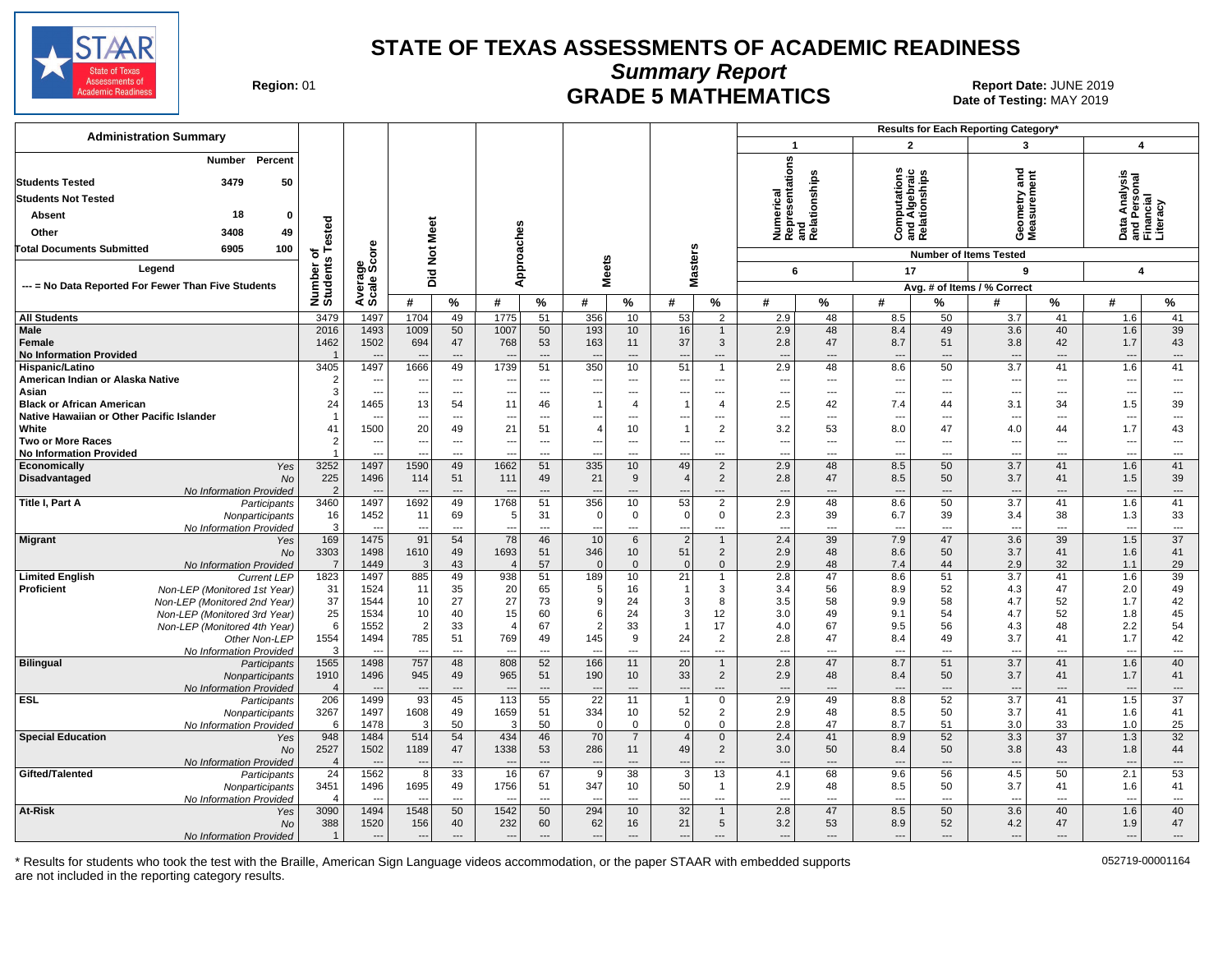# STATE OF TEXAS ASSESSMENTS OF ACADEMIC READINESS

## Summary Report

## GRADE 5 MATHEMATICS

**Region:** 01

**Report Date:** JUNE 2019
**Date of Testing:** MAY 2019

| Administration Summary | Number | Percent |
|---|---|---|
| Students Tested | 3479 | 50 |
| Students Not Tested | | |
| Absent | 18 | 0 |
| Other | 3408 | 49 |
| Total Documents Submitted | 6905 | 100 |

Legend: --- = No Data Reported For Fewer Than Five Students

Results for Each Reporting Category*: 1 = Numerical Representations and Relationships (6 items); 2 = Computations and Algebraic Relationships (17 items); 3 = Geometry and Measurement (9 items); 4 = Data Analysis and Personal Financial Literacy (4 items). Avg. # of Items / % Correct.

| Group | | Number of Students Tested | Average Scale Score | Did Not Meet # | Did Not Meet % | Approaches # | Approaches % | Meets # | Meets % | Masters # | Masters % | Cat 1 # | Cat 1 % | Cat 2 # | Cat 2 % | Cat 3 # | Cat 3 % | Cat 4 # | Cat 4 % |
|---|---|---|---|---|---|---|---|---|---|---|---|---|---|---|---|---|---|---|---|
| All Students | | 3479 | 1497 | 1704 | 49 | 1775 | 51 | 356 | 10 | 53 | 2 | 2.9 | 48 | 8.5 | 50 | 3.7 | 41 | 1.6 | 41 |
| Male | | 2016 | 1493 | 1009 | 50 | 1007 | 50 | 193 | 10 | 16 | 1 | 2.9 | 48 | 8.4 | 49 | 3.6 | 40 | 1.6 | 39 |
| Female | | 1462 | 1502 | 694 | 47 | 768 | 53 | 163 | 11 | 37 | 3 | 2.8 | 47 | 8.7 | 51 | 3.8 | 42 | 1.7 | 43 |
| No Information Provided | | 1 | --- | --- | --- | --- | --- | --- | --- | --- | --- | --- | --- | --- | --- | --- | --- | --- | --- |
| Hispanic/Latino | | 3405 | 1497 | 1666 | 49 | 1739 | 51 | 350 | 10 | 51 | 1 | 2.9 | 48 | 8.6 | 50 | 3.7 | 41 | 1.6 | 41 |
| American Indian or Alaska Native | | 2 | --- | --- | --- | --- | --- | --- | --- | --- | --- | --- | --- | --- | --- | --- | --- | --- | --- |
| Asian | | 3 | --- | --- | --- | --- | --- | --- | --- | --- | --- | --- | --- | --- | --- | --- | --- | --- | --- |
| Black or African American | | 24 | 1465 | 13 | 54 | 11 | 46 | 1 | 4 | 1 | 4 | 2.5 | 42 | 7.4 | 44 | 3.1 | 34 | 1.5 | 39 |
| Native Hawaiian or Other Pacific Islander | | 1 | --- | --- | --- | --- | --- | --- | --- | --- | --- | --- | --- | --- | --- | --- | --- | --- | --- |
| White | | 41 | 1500 | 20 | 49 | 21 | 51 | 4 | 10 | 1 | 2 | 3.2 | 53 | 8.0 | 47 | 4.0 | 44 | 1.7 | 43 |
| Two or More Races | | 2 | --- | --- | --- | --- | --- | --- | --- | --- | --- | --- | --- | --- | --- | --- | --- | --- | --- |
| No Information Provided | | 1 | --- | --- | --- | --- | --- | --- | --- | --- | --- | --- | --- | --- | --- | --- | --- | --- | --- |
| Economically Disadvantaged | Yes | 3252 | 1497 | 1590 | 49 | 1662 | 51 | 335 | 10 | 49 | 2 | 2.9 | 48 | 8.5 | 50 | 3.7 | 41 | 1.6 | 41 |
| | No | 225 | 1496 | 114 | 51 | 111 | 49 | 21 | 9 | 4 | 2 | 2.8 | 47 | 8.5 | 50 | 3.7 | 41 | 1.5 | 39 |
| | No Information Provided | 2 | --- | --- | --- | --- | --- | --- | --- | --- | --- | --- | --- | --- | --- | --- | --- | --- | --- |
| Title I, Part A | Participants | 3460 | 1497 | 1692 | 49 | 1768 | 51 | 356 | 10 | 53 | 2 | 2.9 | 48 | 8.6 | 50 | 3.7 | 41 | 1.6 | 41 |
| | Nonparticipants | 16 | 1452 | 11 | 69 | 5 | 31 | 0 | 0 | 0 | 0 | 2.3 | 39 | 6.7 | 39 | 3.4 | 38 | 1.3 | 33 |
| | No Information Provided | 3 | --- | --- | --- | --- | --- | --- | --- | --- | --- | --- | --- | --- | --- | --- | --- | --- | --- |
| Migrant | Yes | 169 | 1475 | 91 | 54 | 78 | 46 | 10 | 6 | 2 | 1 | 2.4 | 39 | 7.9 | 47 | 3.6 | 39 | 1.5 | 37 |
| | No | 3303 | 1498 | 1610 | 49 | 1693 | 51 | 346 | 10 | 51 | 2 | 2.9 | 48 | 8.6 | 50 | 3.7 | 41 | 1.6 | 41 |
| | No Information Provided | 7 | 1449 | 3 | 43 | 4 | 57 | 0 | 0 | 0 | 0 | 2.9 | 48 | 7.4 | 44 | 2.9 | 32 | 1.1 | 29 |
| Limited English Proficient | Current LEP | 1823 | 1497 | 885 | 49 | 938 | 51 | 189 | 10 | 21 | 1 | 2.8 | 47 | 8.6 | 51 | 3.7 | 41 | 1.6 | 39 |
| | Non-LEP (Monitored 1st Year) | 31 | 1524 | 11 | 35 | 20 | 65 | 5 | 16 | 1 | 3 | 3.4 | 56 | 8.9 | 52 | 4.3 | 47 | 2.0 | 49 |
| | Non-LEP (Monitored 2nd Year) | 37 | 1544 | 10 | 27 | 27 | 73 | 9 | 24 | 3 | 8 | 3.5 | 58 | 9.9 | 58 | 4.7 | 52 | 1.7 | 42 |
| | Non-LEP (Monitored 3rd Year) | 25 | 1534 | 10 | 40 | 15 | 60 | 6 | 24 | 3 | 12 | 3.0 | 49 | 9.1 | 54 | 4.7 | 52 | 1.8 | 45 |
| | Non-LEP (Monitored 4th Year) | 6 | 1552 | 2 | 33 | 4 | 67 | 2 | 33 | 1 | 17 | 4.0 | 67 | 9.5 | 56 | 4.3 | 48 | 2.2 | 54 |
| | Other Non-LEP | 1554 | 1494 | 785 | 51 | 769 | 49 | 145 | 9 | 24 | 2 | 2.8 | 47 | 8.4 | 49 | 3.7 | 41 | 1.7 | 42 |
| | No Information Provided | 3 | --- | --- | --- | --- | --- | --- | --- | --- | --- | --- | --- | --- | --- | --- | --- | --- | --- |
| Bilingual | Participants | 1565 | 1498 | 757 | 48 | 808 | 52 | 166 | 11 | 20 | 1 | 2.8 | 47 | 8.7 | 51 | 3.7 | 41 | 1.6 | 40 |
| | Nonparticipants | 1910 | 1496 | 945 | 49 | 965 | 51 | 190 | 10 | 33 | 2 | 2.9 | 48 | 8.4 | 50 | 3.7 | 41 | 1.7 | 41 |
| | No Information Provided | 4 | --- | --- | --- | --- | --- | --- | --- | --- | --- | --- | --- | --- | --- | --- | --- | --- | --- |
| ESL | Participants | 206 | 1499 | 93 | 45 | 113 | 55 | 22 | 11 | 1 | 0 | 2.9 | 49 | 8.8 | 52 | 3.7 | 41 | 1.5 | 37 |
| | Nonparticipants | 3267 | 1497 | 1608 | 49 | 1659 | 51 | 334 | 10 | 52 | 2 | 2.9 | 48 | 8.5 | 50 | 3.7 | 41 | 1.6 | 41 |
| | No Information Provided | 6 | 1478 | 3 | 50 | 3 | 50 | 0 | 0 | 0 | 0 | 2.8 | 47 | 8.7 | 51 | 3.0 | 33 | 1.0 | 25 |
| Special Education | Yes | 948 | 1484 | 514 | 54 | 434 | 46 | 70 | 7 | 4 | 0 | 2.4 | 41 | 8.9 | 52 | 3.3 | 37 | 1.3 | 32 |
| | No | 2527 | 1502 | 1189 | 47 | 1338 | 53 | 286 | 11 | 49 | 2 | 3.0 | 50 | 8.4 | 50 | 3.8 | 43 | 1.8 | 44 |
| | No Information Provided | 4 | --- | --- | --- | --- | --- | --- | --- | --- | --- | --- | --- | --- | --- | --- | --- | --- | --- |
| Gifted/Talented | Participants | 24 | 1562 | 8 | 33 | 16 | 67 | 9 | 38 | 3 | 13 | 4.1 | 68 | 9.6 | 56 | 4.5 | 50 | 2.1 | 53 |
| | Nonparticipants | 3451 | 1496 | 1695 | 49 | 1756 | 51 | 347 | 10 | 50 | 1 | 2.9 | 48 | 8.5 | 50 | 3.7 | 41 | 1.6 | 41 |
| | No Information Provided | 4 | --- | --- | --- | --- | --- | --- | --- | --- | --- | --- | --- | --- | --- | --- | --- | --- | --- |
| At-Risk | Yes | 3090 | 1494 | 1548 | 50 | 1542 | 50 | 294 | 10 | 32 | 1 | 2.8 | 47 | 8.5 | 50 | 3.6 | 40 | 1.6 | 40 |
| | No | 388 | 1520 | 156 | 40 | 232 | 60 | 62 | 16 | 21 | 5 | 3.2 | 53 | 8.9 | 52 | 4.2 | 47 | 1.9 | 47 |
| | No Information Provided | 1 | --- | --- | --- | --- | --- | --- | --- | --- | --- | --- | --- | --- | --- | --- | --- | --- | --- |

\* Results for students who took the test with the Braille, American Sign Language videos accommodation, or the paper STAAR with embedded supports are not included in the reporting category results.

052719-00001164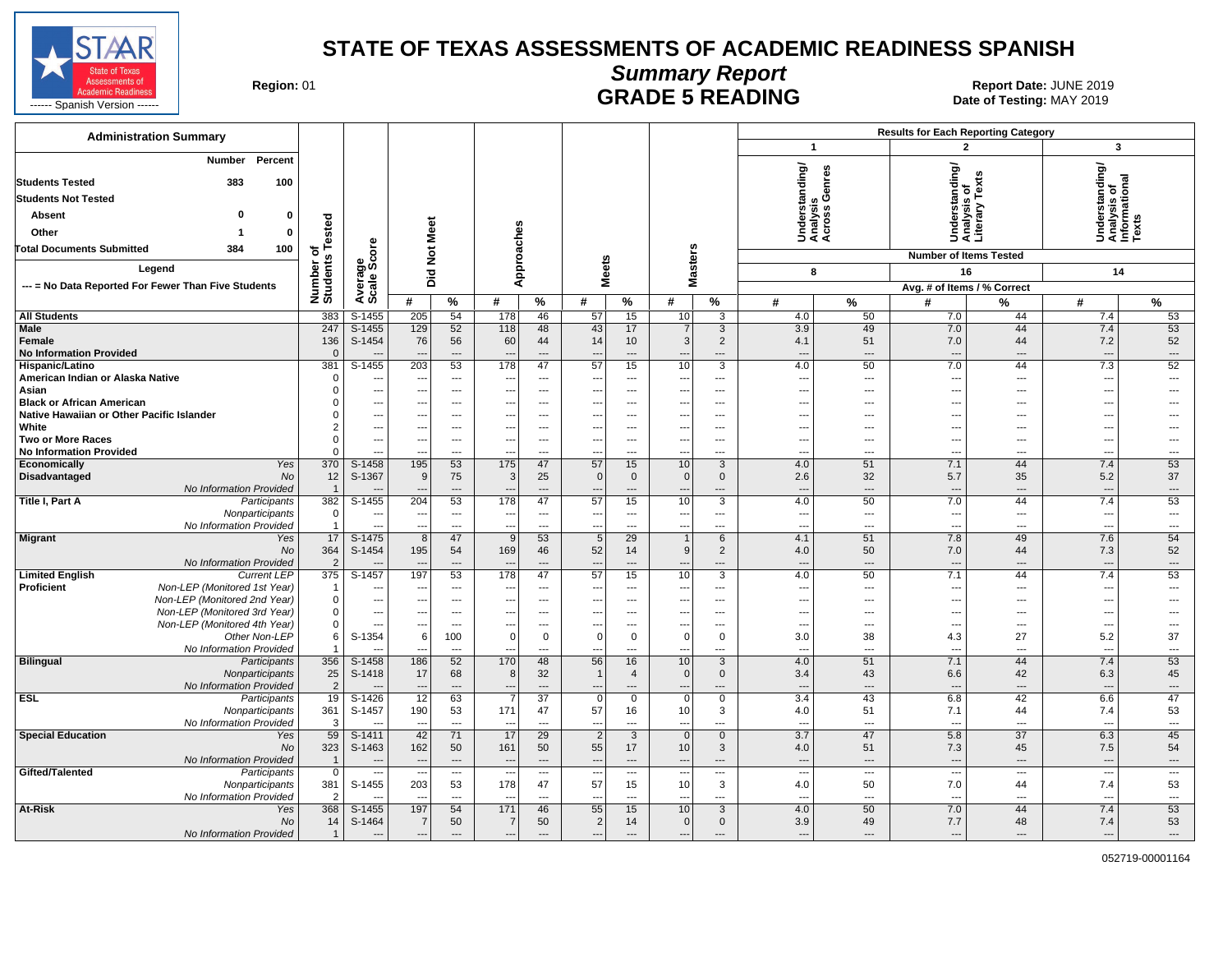# STATE OF TEXAS ASSESSMENTS OF ACADEMIC READINESS SPANISH

## Summary Report

## GRADE 5 READING

**Region:** 01

**Report Date:** JUNE 2019
**Date of Testing:** MAY 2019

------ Spanish Version ------

**Administration Summary**

| | Number | Percent |
|---|---|---|
| Students Tested | 383 | 100 |
| Students Not Tested | | |
| Absent | 0 | 0 |
| Other | 1 | 0 |
| Total Documents Submitted | 384 | 100 |

**Legend**

--- = No Data Reported For Fewer Than Five Students

**Results for Each Reporting Category:** 1 = Understanding/Analysis Across Genres (Number of Items Tested: 8); 2 = Understanding/Analysis of Literary Texts (Number of Items Tested: 16); 3 = Understanding/Analysis of Informational Texts (Number of Items Tested: 14). Avg. # of Items / % Correct.

| Group | | Number of Students Tested | Average Scale Score | Did Not Meet # | Did Not Meet % | Approaches # | Approaches % | Meets # | Meets % | Masters # | Masters % | Cat. 1 # | Cat. 1 % | Cat. 2 # | Cat. 2 % | Cat. 3 # | Cat. 3 % |
|---|---|---|---|---|---|---|---|---|---|---|---|---|---|---|---|---|---|
| All Students | | 383 | S-1455 | 205 | 54 | 178 | 46 | 57 | 15 | 10 | 3 | 4.0 | 50 | 7.0 | 44 | 7.4 | 53 |
| Male | | 247 | S-1455 | 129 | 52 | 118 | 48 | 43 | 17 | 7 | 3 | 3.9 | 49 | 7.0 | 44 | 7.4 | 53 |
| Female | | 136 | S-1454 | 76 | 56 | 60 | 44 | 14 | 10 | 3 | 2 | 4.1 | 51 | 7.0 | 44 | 7.2 | 52 |
| No Information Provided | | 0 | --- | --- | --- | --- | --- | --- | --- | --- | --- | --- | --- | --- | --- | --- | --- |
| Hispanic/Latino | | 381 | S-1455 | 203 | 53 | 178 | 47 | 57 | 15 | 10 | 3 | 4.0 | 50 | 7.0 | 44 | 7.3 | 52 |
| American Indian or Alaska Native | | 0 | --- | --- | --- | --- | --- | --- | --- | --- | --- | --- | --- | --- | --- | --- | --- |
| Asian | | 0 | --- | --- | --- | --- | --- | --- | --- | --- | --- | --- | --- | --- | --- | --- | --- |
| Black or African American | | 0 | --- | --- | --- | --- | --- | --- | --- | --- | --- | --- | --- | --- | --- | --- | --- |
| Native Hawaiian or Other Pacific Islander | | 0 | --- | --- | --- | --- | --- | --- | --- | --- | --- | --- | --- | --- | --- | --- | --- |
| White | | 2 | --- | --- | --- | --- | --- | --- | --- | --- | --- | --- | --- | --- | --- | --- | --- |
| Two or More Races | | 0 | --- | --- | --- | --- | --- | --- | --- | --- | --- | --- | --- | --- | --- | --- | --- |
| No Information Provided | | 0 | --- | --- | --- | --- | --- | --- | --- | --- | --- | --- | --- | --- | --- | --- | --- |
| Economically Disadvantaged | *Yes* | 370 | S-1458 | 195 | 53 | 175 | 47 | 57 | 15 | 10 | 3 | 4.0 | 51 | 7.1 | 44 | 7.4 | 53 |
| | *No* | 12 | S-1367 | 9 | 75 | 3 | 25 | 0 | 0 | 0 | 0 | 2.6 | 32 | 5.7 | 35 | 5.2 | 37 |
| | *No Information Provided* | 1 | --- | --- | --- | --- | --- | --- | --- | --- | --- | --- | --- | --- | --- | --- | --- |
| Title I, Part A | *Participants* | 382 | S-1455 | 204 | 53 | 178 | 47 | 57 | 15 | 10 | 3 | 4.0 | 50 | 7.0 | 44 | 7.4 | 53 |
| | *Nonparticipants* | 0 | --- | --- | --- | --- | --- | --- | --- | --- | --- | --- | --- | --- | --- | --- | --- |
| | *No Information Provided* | 1 | --- | --- | --- | --- | --- | --- | --- | --- | --- | --- | --- | --- | --- | --- | --- |
| Migrant | *Yes* | 17 | S-1475 | 8 | 47 | 9 | 53 | 5 | 29 | 1 | 6 | 4.1 | 51 | 7.8 | 49 | 7.6 | 54 |
| | *No* | 364 | S-1454 | 195 | 54 | 169 | 46 | 52 | 14 | 9 | 2 | 4.0 | 50 | 7.0 | 44 | 7.3 | 52 |
| | *No Information Provided* | 2 | --- | --- | --- | --- | --- | --- | --- | --- | --- | --- | --- | --- | --- | --- | --- |
| Limited English Proficient | *Current LEP* | 375 | S-1457 | 197 | 53 | 178 | 47 | 57 | 15 | 10 | 3 | 4.0 | 50 | 7.1 | 44 | 7.4 | 53 |
| | *Non-LEP (Monitored 1st Year)* | 1 | --- | --- | --- | --- | --- | --- | --- | --- | --- | --- | --- | --- | --- | --- | --- |
| | *Non-LEP (Monitored 2nd Year)* | 0 | --- | --- | --- | --- | --- | --- | --- | --- | --- | --- | --- | --- | --- | --- | --- |
| | *Non-LEP (Monitored 3rd Year)* | 0 | --- | --- | --- | --- | --- | --- | --- | --- | --- | --- | --- | --- | --- | --- | --- |
| | *Non-LEP (Monitored 4th Year)* | 0 | --- | --- | --- | --- | --- | --- | --- | --- | --- | --- | --- | --- | --- | --- | --- |
| | *Other Non-LEP* | 6 | S-1354 | 6 | 100 | 0 | 0 | 0 | 0 | 0 | 0 | 3.0 | 38 | 4.3 | 27 | 5.2 | 37 |
| | *No Information Provided* | 1 | --- | --- | --- | --- | --- | --- | --- | --- | --- | --- | --- | --- | --- | --- | --- |
| Bilingual | *Participants* | 356 | S-1458 | 186 | 52 | 170 | 48 | 56 | 16 | 10 | 3 | 4.0 | 51 | 7.1 | 44 | 7.4 | 53 |
| | *Nonparticipants* | 25 | S-1418 | 17 | 68 | 8 | 32 | 1 | 4 | 0 | 0 | 3.4 | 43 | 6.6 | 42 | 6.3 | 45 |
| | *No Information Provided* | 2 | --- | --- | --- | --- | --- | --- | --- | --- | --- | --- | --- | --- | --- | --- | --- |
| ESL | *Participants* | 19 | S-1426 | 12 | 63 | 7 | 37 | 0 | 0 | 0 | 0 | 3.4 | 43 | 6.8 | 42 | 6.6 | 47 |
| | *Nonparticipants* | 361 | S-1457 | 190 | 53 | 171 | 47 | 57 | 16 | 10 | 3 | 4.0 | 51 | 7.1 | 44 | 7.4 | 53 |
| | *No Information Provided* | 3 | --- | --- | --- | --- | --- | --- | --- | --- | --- | --- | --- | --- | --- | --- | --- |
| Special Education | *Yes* | 59 | S-1411 | 42 | 71 | 17 | 29 | 2 | 3 | 0 | 0 | 3.7 | 47 | 5.8 | 37 | 6.3 | 45 |
| | *No* | 323 | S-1463 | 162 | 50 | 161 | 50 | 55 | 17 | 10 | 3 | 4.0 | 51 | 7.3 | 45 | 7.5 | 54 |
| | *No Information Provided* | 1 | --- | --- | --- | --- | --- | --- | --- | --- | --- | --- | --- | --- | --- | --- | --- |
| Gifted/Talented | *Participants* | 0 | --- | --- | --- | --- | --- | --- | --- | --- | --- | --- | --- | --- | --- | --- | --- |
| | *Nonparticipants* | 381 | S-1455 | 203 | 53 | 178 | 47 | 57 | 15 | 10 | 3 | 4.0 | 50 | 7.0 | 44 | 7.4 | 53 |
| | *No Information Provided* | 2 | --- | --- | --- | --- | --- | --- | --- | --- | --- | --- | --- | --- | --- | --- | --- |
| At-Risk | *Yes* | 368 | S-1455 | 197 | 54 | 171 | 46 | 55 | 15 | 10 | 3 | 4.0 | 50 | 7.0 | 44 | 7.4 | 53 |
| | *No* | 14 | S-1464 | 7 | 50 | 7 | 50 | 2 | 14 | 0 | 0 | 3.9 | 49 | 7.7 | 48 | 7.4 | 53 |
| | *No Information Provided* | 1 | --- | --- | --- | --- | --- | --- | --- | --- | --- | --- | --- | --- | --- | --- | --- |

052719-00001164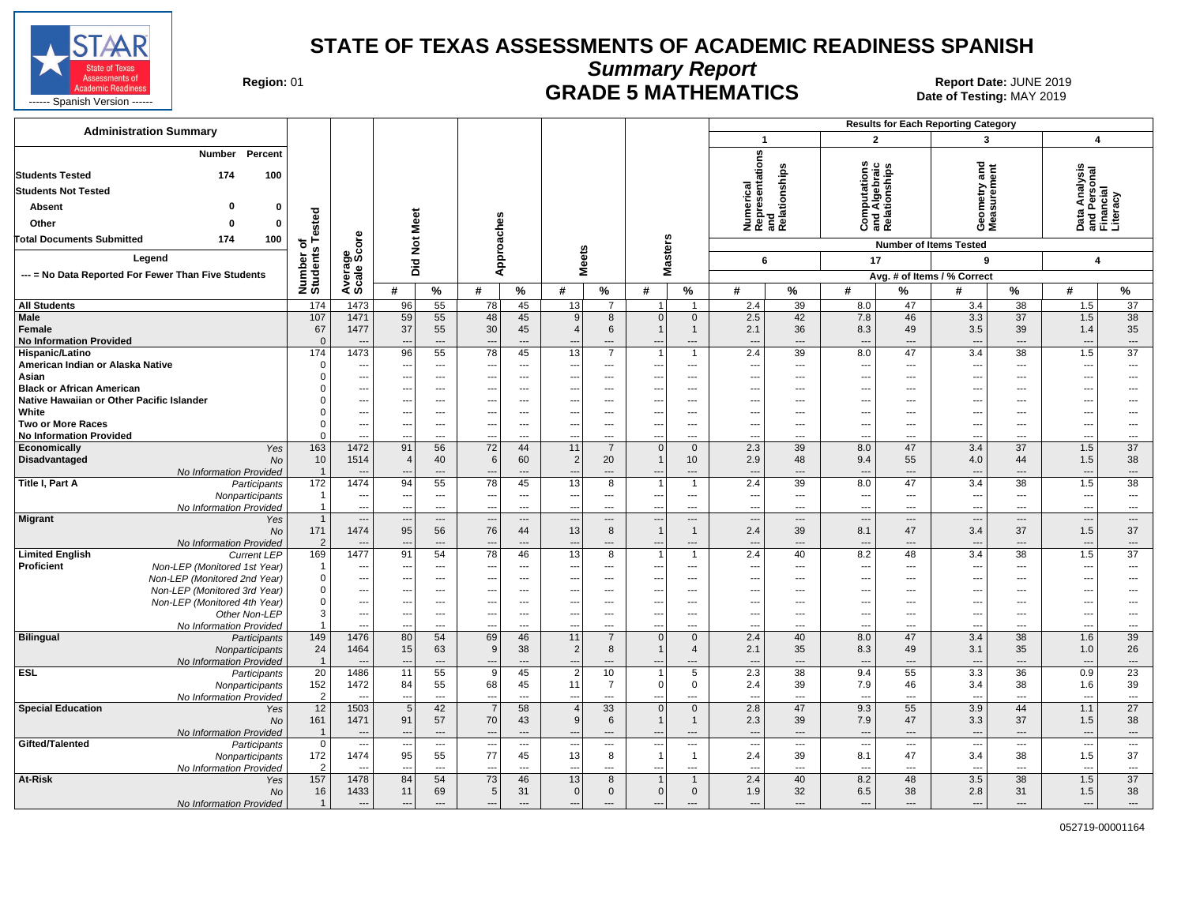# STATE OF TEXAS ASSESSMENTS OF ACADEMIC READINESS SPANISH

## Summary Report

## GRADE 5 MATHEMATICS

**Region:** 01

**Report Date:** JUNE 2019
**Date of Testing:** MAY 2019

------ Spanish Version ------

### Administration Summary

| | Number | Percent |
|---|---|---|
| **Students Tested** | 174 | 100 |
| **Students Not Tested** | | |
| **Absent** | 0 | 0 |
| **Other** | 0 | 0 |
| **Total Documents Submitted** | 174 | 100 |

**Legend**

--- = No Data Reported For Fewer Than Five Students

**Results for Each Reporting Category**

| | | Number of Students Tested | Average Scale Score | Did Not Meet # | Did Not Meet % | Approaches # | Approaches % | Meets # | Meets % | Masters # | Masters % | 1 Numerical Representations and Relationships (6 items) # | 1 % | 2 Computations and Algebraic Relationships (17 items) # | 2 % | 3 Geometry and Measurement (9 items) # | 3 % | 4 Data Analysis and Personal Financial Literacy (4 items) # | 4 % |
|---|---|---|---|---|---|---|---|---|---|---|---|---|---|---|---|---|---|---|---|
| **All Students** | | 174 | 1473 | 96 | 55 | 78 | 45 | 13 | 7 | 1 | 1 | 2.4 | 39 | 8.0 | 47 | 3.4 | 38 | 1.5 | 37 |
| **Male** | | 107 | 1471 | 59 | 55 | 48 | 45 | 9 | 8 | 0 | 0 | 2.5 | 42 | 7.8 | 46 | 3.3 | 37 | 1.5 | 38 |
| **Female** | | 67 | 1477 | 37 | 55 | 30 | 45 | 4 | 6 | 1 | 1 | 2.1 | 36 | 8.3 | 49 | 3.5 | 39 | 1.4 | 35 |
| **No Information Provided** | | 0 | --- | --- | --- | --- | --- | --- | --- | --- | --- | --- | --- | --- | --- | --- | --- | --- | --- |
| **Hispanic/Latino** | | 174 | 1473 | 96 | 55 | 78 | 45 | 13 | 7 | 1 | 1 | 2.4 | 39 | 8.0 | 47 | 3.4 | 38 | 1.5 | 37 |
| **American Indian or Alaska Native** | | 0 | --- | --- | --- | --- | --- | --- | --- | --- | --- | --- | --- | --- | --- | --- | --- | --- | --- |
| **Asian** | | 0 | --- | --- | --- | --- | --- | --- | --- | --- | --- | --- | --- | --- | --- | --- | --- | --- | --- |
| **Black or African American** | | 0 | --- | --- | --- | --- | --- | --- | --- | --- | --- | --- | --- | --- | --- | --- | --- | --- | --- |
| **Native Hawaiian or Other Pacific Islander** | | 0 | --- | --- | --- | --- | --- | --- | --- | --- | --- | --- | --- | --- | --- | --- | --- | --- | --- |
| **White** | | 0 | --- | --- | --- | --- | --- | --- | --- | --- | --- | --- | --- | --- | --- | --- | --- | --- | --- |
| **Two or More Races** | | 0 | --- | --- | --- | --- | --- | --- | --- | --- | --- | --- | --- | --- | --- | --- | --- | --- | --- |
| **No Information Provided** | | 0 | --- | --- | --- | --- | --- | --- | --- | --- | --- | --- | --- | --- | --- | --- | --- | --- | --- |
| **Economically Disadvantaged** | *Yes* | 163 | 1472 | 91 | 56 | 72 | 44 | 11 | 7 | 0 | 0 | 2.3 | 39 | 8.0 | 47 | 3.4 | 37 | 1.5 | 37 |
| | *No* | 10 | 1514 | 4 | 40 | 6 | 60 | 2 | 20 | 1 | 10 | 2.9 | 48 | 9.4 | 55 | 4.0 | 44 | 1.5 | 38 |
| | *No Information Provided* | 1 | --- | --- | --- | --- | --- | --- | --- | --- | --- | --- | --- | --- | --- | --- | --- | --- | --- |
| **Title I, Part A** | *Participants* | 172 | 1474 | 94 | 55 | 78 | 45 | 13 | 8 | 1 | 1 | 2.4 | 39 | 8.0 | 47 | 3.4 | 38 | 1.5 | 38 |
| | *Nonparticipants* | 1 | --- | --- | --- | --- | --- | --- | --- | --- | --- | --- | --- | --- | --- | --- | --- | --- | --- |
| | *No Information Provided* | 1 | --- | --- | --- | --- | --- | --- | --- | --- | --- | --- | --- | --- | --- | --- | --- | --- | --- |
| **Migrant** | *Yes* | 1 | --- | --- | --- | --- | --- | --- | --- | --- | --- | --- | --- | --- | --- | --- | --- | --- | --- |
| | *No* | 171 | 1474 | 95 | 56 | 76 | 44 | 13 | 8 | 1 | 1 | 2.4 | 39 | 8.1 | 47 | 3.4 | 37 | 1.5 | 37 |
| | *No Information Provided* | 2 | --- | --- | --- | --- | --- | --- | --- | --- | --- | --- | --- | --- | --- | --- | --- | --- | --- |
| **Limited English Proficient** | *Current LEP* | 169 | 1477 | 91 | 54 | 78 | 46 | 13 | 8 | 1 | 1 | 2.4 | 40 | 8.2 | 48 | 3.4 | 38 | 1.5 | 37 |
| | *Non-LEP (Monitored 1st Year)* | 1 | --- | --- | --- | --- | --- | --- | --- | --- | --- | --- | --- | --- | --- | --- | --- | --- | --- |
| | *Non-LEP (Monitored 2nd Year)* | 0 | --- | --- | --- | --- | --- | --- | --- | --- | --- | --- | --- | --- | --- | --- | --- | --- | --- |
| | *Non-LEP (Monitored 3rd Year)* | 0 | --- | --- | --- | --- | --- | --- | --- | --- | --- | --- | --- | --- | --- | --- | --- | --- | --- |
| | *Non-LEP (Monitored 4th Year)* | 0 | --- | --- | --- | --- | --- | --- | --- | --- | --- | --- | --- | --- | --- | --- | --- | --- | --- |
| | *Other Non-LEP* | 3 | --- | --- | --- | --- | --- | --- | --- | --- | --- | --- | --- | --- | --- | --- | --- | --- | --- |
| | *No Information Provided* | 1 | --- | --- | --- | --- | --- | --- | --- | --- | --- | --- | --- | --- | --- | --- | --- | --- | --- |
| **Bilingual** | *Participants* | 149 | 1476 | 80 | 54 | 69 | 46 | 11 | 7 | 0 | 0 | 2.4 | 40 | 8.0 | 47 | 3.4 | 38 | 1.6 | 39 |
| | *Nonparticipants* | 24 | 1464 | 15 | 63 | 9 | 38 | 2 | 8 | 1 | 4 | 2.1 | 35 | 8.3 | 49 | 3.1 | 35 | 1.0 | 26 |
| | *No Information Provided* | 1 | --- | --- | --- | --- | --- | --- | --- | --- | --- | --- | --- | --- | --- | --- | --- | --- | --- |
| **ESL** | *Participants* | 20 | 1486 | 11 | 55 | 9 | 45 | 2 | 10 | 1 | 5 | 2.3 | 38 | 9.4 | 55 | 3.3 | 36 | 0.9 | 23 |
| | *Nonparticipants* | 152 | 1472 | 84 | 55 | 68 | 45 | 11 | 7 | 0 | 0 | 2.4 | 39 | 7.9 | 46 | 3.4 | 38 | 1.6 | 39 |
| | *No Information Provided* | 2 | --- | --- | --- | --- | --- | --- | --- | --- | --- | --- | --- | --- | --- | --- | --- | --- | --- |
| **Special Education** | *Yes* | 12 | 1503 | 5 | 42 | 7 | 58 | 4 | 33 | 0 | 0 | 2.8 | 47 | 9.3 | 55 | 3.9 | 44 | 1.1 | 27 |
| | *No* | 161 | 1471 | 91 | 57 | 70 | 43 | 9 | 6 | 1 | 1 | 2.3 | 39 | 7.9 | 47 | 3.3 | 37 | 1.5 | 38 |
| | *No Information Provided* | 1 | --- | --- | --- | --- | --- | --- | --- | --- | --- | --- | --- | --- | --- | --- | --- | --- | --- |
| **Gifted/Talented** | *Participants* | 0 | --- | --- | --- | --- | --- | --- | --- | --- | --- | --- | --- | --- | --- | --- | --- | --- | --- |
| | *Nonparticipants* | 172 | 1474 | 95 | 55 | 77 | 45 | 13 | 8 | 1 | 1 | 2.4 | 39 | 8.1 | 47 | 3.4 | 38 | 1.5 | 37 |
| | *No Information Provided* | 2 | --- | --- | --- | --- | --- | --- | --- | --- | --- | --- | --- | --- | --- | --- | --- | --- | --- |
| **At-Risk** | *Yes* | 157 | 1478 | 84 | 54 | 73 | 46 | 13 | 8 | 1 | 1 | 2.4 | 40 | 8.2 | 48 | 3.5 | 38 | 1.5 | 37 |
| | *No* | 16 | 1433 | 11 | 69 | 5 | 31 | 0 | 0 | 0 | 0 | 1.9 | 32 | 6.5 | 38 | 2.8 | 31 | 1.5 | 38 |
| | *No Information Provided* | 1 | --- | --- | --- | --- | --- | --- | --- | --- | --- | --- | --- | --- | --- | --- | --- | --- | --- |

Avg. # of Items / % Correct

052719-00001164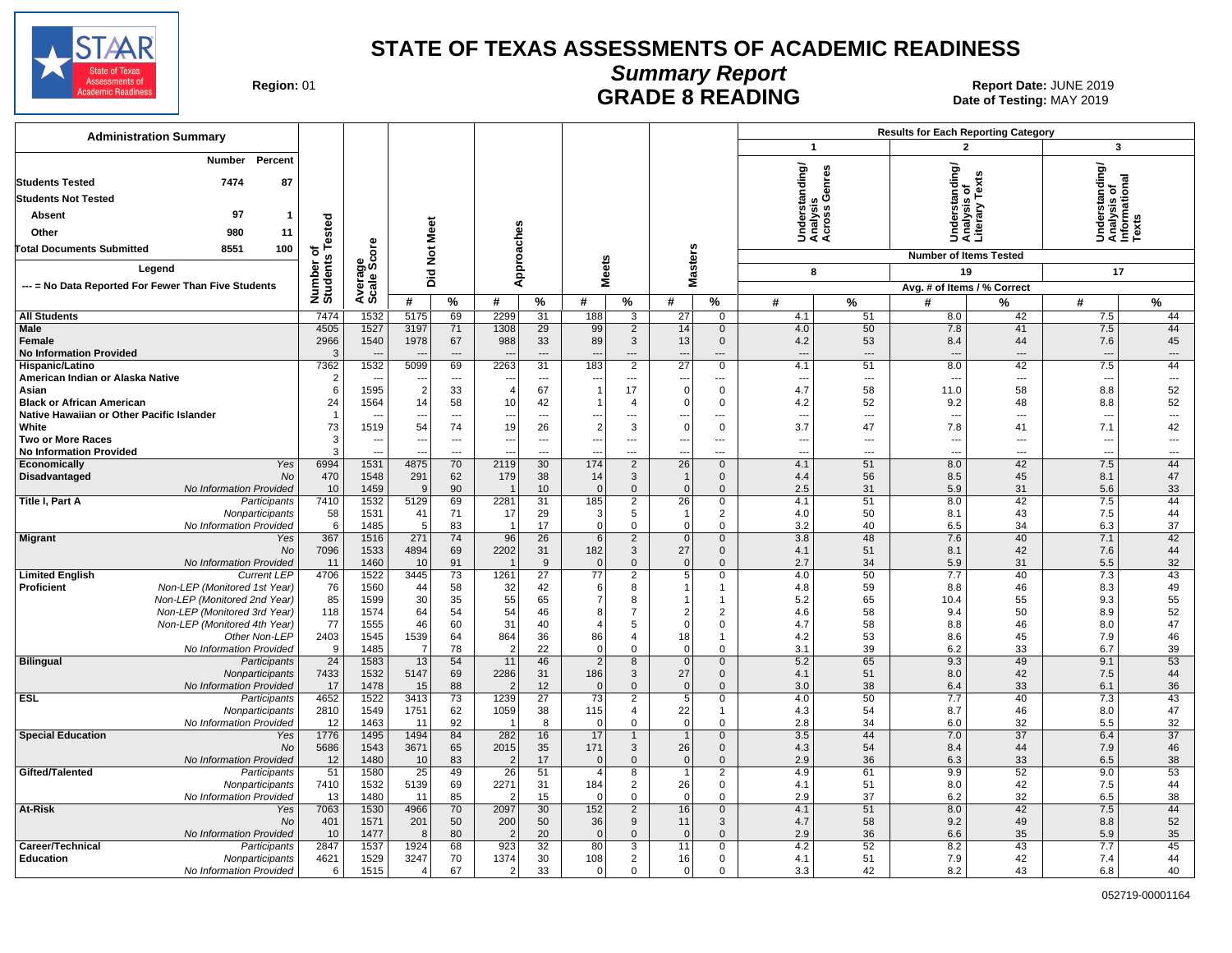# STATE OF TEXAS ASSESSMENTS OF ACADEMIC READINESS

## Summary Report

## GRADE 8 READING

**Region:** 01

**Report Date:** JUNE 2019
**Date of Testing:** MAY 2019

### Administration Summary

| | Number | Percent |
|---|---|---|
| **Students Tested** | 7474 | 87 |
| **Students Not Tested** | | |
| Absent | 97 | 1 |
| Other | 980 | 11 |
| **Total Documents Submitted** | 8551 | 100 |

**Legend**

--- = No Data Reported For Fewer Than Five Students

**Results for Each Reporting Category**

- Category 1: Understanding/Analysis Across Genres — Number of Items Tested: 8
- Category 2: Understanding/Analysis of Literary Texts — Number of Items Tested: 19
- Category 3: Understanding/Analysis of Informational Texts — Number of Items Tested: 17

| Group | Subgroup | Number of Students Tested | Average Scale Score | Did Not Meet # | Did Not Meet % | Approaches # | Approaches % | Meets # | Meets % | Masters # | Masters % | Cat 1 Avg. # of Items | Cat 1 % Correct | Cat 2 Avg. # of Items | Cat 2 % Correct | Cat 3 Avg. # of Items | Cat 3 % Correct |
|---|---|---|---|---|---|---|---|---|---|---|---|---|---|---|---|---|---|
| **All Students** | | 7474 | 1532 | 5175 | 69 | 2299 | 31 | 188 | 3 | 27 | 0 | 4.1 | 51 | 8.0 | 42 | 7.5 | 44 |
| **Male** | | 4505 | 1527 | 3197 | 71 | 1308 | 29 | 99 | 2 | 14 | 0 | 4.0 | 50 | 7.8 | 41 | 7.5 | 44 |
| **Female** | | 2966 | 1540 | 1978 | 67 | 988 | 33 | 89 | 3 | 13 | 0 | 4.2 | 53 | 8.4 | 44 | 7.6 | 45 |
| **No Information Provided** | | 3 | --- | --- | --- | --- | --- | --- | --- | --- | --- | --- | --- | --- | --- | --- | --- |
| **Hispanic/Latino** | | 7362 | 1532 | 5099 | 69 | 2263 | 31 | 183 | 2 | 27 | 0 | 4.1 | 51 | 8.0 | 42 | 7.5 | 44 |
| **American Indian or Alaska Native** | | 2 | --- | --- | --- | --- | --- | --- | --- | --- | --- | --- | --- | --- | --- | --- | --- |
| **Asian** | | 6 | 1595 | 2 | 33 | 4 | 67 | 1 | 17 | 0 | 0 | 4.7 | 58 | 11.0 | 58 | 8.8 | 52 |
| **Black or African American** | | 24 | 1564 | 14 | 58 | 10 | 42 | 1 | 4 | 0 | 0 | 4.2 | 52 | 9.2 | 48 | 8.8 | 52 |
| **Native Hawaiian or Other Pacific Islander** | | 1 | --- | --- | --- | --- | --- | --- | --- | --- | --- | --- | --- | --- | --- | --- | --- |
| **White** | | 73 | 1519 | 54 | 74 | 19 | 26 | 2 | 3 | 0 | 0 | 3.7 | 47 | 7.8 | 41 | 7.1 | 42 |
| **Two or More Races** | | 3 | --- | --- | --- | --- | --- | --- | --- | --- | --- | --- | --- | --- | --- | --- | --- |
| **No Information Provided** | | 3 | --- | --- | --- | --- | --- | --- | --- | --- | --- | --- | --- | --- | --- | --- | --- |
| **Economically Disadvantaged** | *Yes* | 6994 | 1531 | 4875 | 70 | 2119 | 30 | 174 | 2 | 26 | 0 | 4.1 | 51 | 8.0 | 42 | 7.5 | 44 |
| | *No* | 470 | 1548 | 291 | 62 | 179 | 38 | 14 | 3 | 1 | 0 | 4.4 | 56 | 8.5 | 45 | 8.1 | 47 |
| | *No Information Provided* | 10 | 1459 | 9 | 90 | 1 | 10 | 0 | 0 | 0 | 0 | 2.5 | 31 | 5.9 | 31 | 5.6 | 33 |
| **Title I, Part A** | *Participants* | 7410 | 1532 | 5129 | 69 | 2281 | 31 | 185 | 2 | 26 | 0 | 4.1 | 51 | 8.0 | 42 | 7.5 | 44 |
| | *Nonparticipants* | 58 | 1531 | 41 | 71 | 17 | 29 | 3 | 5 | 1 | 2 | 4.0 | 50 | 8.1 | 43 | 7.5 | 44 |
| | *No Information Provided* | 6 | 1485 | 5 | 83 | 1 | 17 | 0 | 0 | 0 | 0 | 3.2 | 40 | 6.5 | 34 | 6.3 | 37 |
| **Migrant** | *Yes* | 367 | 1516 | 271 | 74 | 96 | 26 | 6 | 2 | 0 | 0 | 3.8 | 48 | 7.6 | 40 | 7.1 | 42 |
| | *No* | 7096 | 1533 | 4894 | 69 | 2202 | 31 | 182 | 3 | 27 | 0 | 4.1 | 51 | 8.1 | 42 | 7.6 | 44 |
| | *No Information Provided* | 11 | 1460 | 10 | 91 | 1 | 9 | 0 | 0 | 0 | 0 | 2.7 | 34 | 5.9 | 31 | 5.5 | 32 |
| **Limited English Proficient** | *Current LEP* | 4706 | 1522 | 3445 | 73 | 1261 | 27 | 77 | 2 | 5 | 0 | 4.0 | 50 | 7.7 | 40 | 7.3 | 43 |
| | *Non-LEP (Monitored 1st Year)* | 76 | 1560 | 44 | 58 | 32 | 42 | 6 | 8 | 1 | 1 | 4.8 | 59 | 8.8 | 46 | 8.3 | 49 |
| | *Non-LEP (Monitored 2nd Year)* | 85 | 1599 | 30 | 35 | 55 | 65 | 7 | 8 | 1 | 1 | 5.2 | 65 | 10.4 | 55 | 9.3 | 55 |
| | *Non-LEP (Monitored 3rd Year)* | 118 | 1574 | 64 | 54 | 54 | 46 | 8 | 7 | 2 | 2 | 4.6 | 58 | 9.4 | 50 | 8.9 | 52 |
| | *Non-LEP (Monitored 4th Year)* | 77 | 1555 | 46 | 60 | 31 | 40 | 4 | 5 | 0 | 0 | 4.7 | 58 | 8.8 | 46 | 8.0 | 47 |
| | *Other Non-LEP* | 2403 | 1545 | 1539 | 64 | 864 | 36 | 86 | 4 | 18 | 1 | 4.2 | 53 | 8.6 | 45 | 7.9 | 46 |
| | *No Information Provided* | 9 | 1485 | 7 | 78 | 2 | 22 | 0 | 0 | 0 | 0 | 3.1 | 39 | 6.2 | 33 | 6.7 | 39 |
| **Bilingual** | *Participants* | 24 | 1583 | 13 | 54 | 11 | 46 | 2 | 8 | 0 | 0 | 5.2 | 65 | 9.3 | 49 | 9.1 | 53 |
| | *Nonparticipants* | 7433 | 1532 | 5147 | 69 | 2286 | 31 | 186 | 3 | 27 | 0 | 4.1 | 51 | 8.0 | 42 | 7.5 | 44 |
| | *No Information Provided* | 17 | 1478 | 15 | 88 | 2 | 12 | 0 | 0 | 0 | 0 | 3.0 | 38 | 6.4 | 33 | 6.1 | 36 |
| **ESL** | *Participants* | 4652 | 1522 | 3413 | 73 | 1239 | 27 | 73 | 2 | 5 | 0 | 4.0 | 50 | 7.7 | 40 | 7.3 | 43 |
| | *Nonparticipants* | 2810 | 1549 | 1751 | 62 | 1059 | 38 | 115 | 4 | 22 | 1 | 4.3 | 54 | 8.7 | 46 | 8.0 | 47 |
| | *No Information Provided* | 12 | 1463 | 11 | 92 | 1 | 8 | 0 | 0 | 0 | 0 | 2.8 | 34 | 6.0 | 32 | 5.5 | 32 |
| **Special Education** | *Yes* | 1776 | 1495 | 1494 | 84 | 282 | 16 | 17 | 1 | 1 | 0 | 3.5 | 44 | 7.0 | 37 | 6.4 | 37 |
| | *No* | 5686 | 1543 | 3671 | 65 | 2015 | 35 | 171 | 3 | 26 | 0 | 4.3 | 54 | 8.4 | 44 | 7.9 | 46 |
| | *No Information Provided* | 12 | 1480 | 10 | 83 | 2 | 17 | 0 | 0 | 0 | 0 | 2.9 | 36 | 6.3 | 33 | 6.5 | 38 |
| **Gifted/Talented** | *Participants* | 51 | 1580 | 25 | 49 | 26 | 51 | 4 | 8 | 1 | 2 | 4.9 | 61 | 9.9 | 52 | 9.0 | 53 |
| | *Nonparticipants* | 7410 | 1532 | 5139 | 69 | 2271 | 31 | 184 | 2 | 26 | 0 | 4.1 | 51 | 8.0 | 42 | 7.5 | 44 |
| | *No Information Provided* | 13 | 1480 | 11 | 85 | 2 | 15 | 0 | 0 | 0 | 0 | 2.9 | 37 | 6.2 | 32 | 6.5 | 38 |
| **At-Risk** | *Yes* | 7063 | 1530 | 4966 | 70 | 2097 | 30 | 152 | 2 | 16 | 0 | 4.1 | 51 | 8.0 | 42 | 7.5 | 44 |
| | *No* | 401 | 1571 | 201 | 50 | 200 | 50 | 36 | 9 | 11 | 3 | 4.7 | 58 | 9.2 | 49 | 8.8 | 52 |
| | *No Information Provided* | 10 | 1477 | 8 | 80 | 2 | 20 | 0 | 0 | 0 | 0 | 2.9 | 36 | 6.6 | 35 | 5.9 | 35 |
| **Career/Technical Education** | *Participants* | 2847 | 1537 | 1924 | 68 | 923 | 32 | 80 | 3 | 11 | 0 | 4.2 | 52 | 8.2 | 43 | 7.7 | 45 |
| | *Nonparticipants* | 4621 | 1529 | 3247 | 70 | 1374 | 30 | 108 | 2 | 16 | 0 | 4.1 | 51 | 7.9 | 42 | 7.4 | 44 |
| | *No Information Provided* | 6 | 1515 | 4 | 67 | 2 | 33 | 0 | 0 | 0 | 0 | 3.3 | 42 | 8.2 | 43 | 6.8 | 40 |

052719-00001164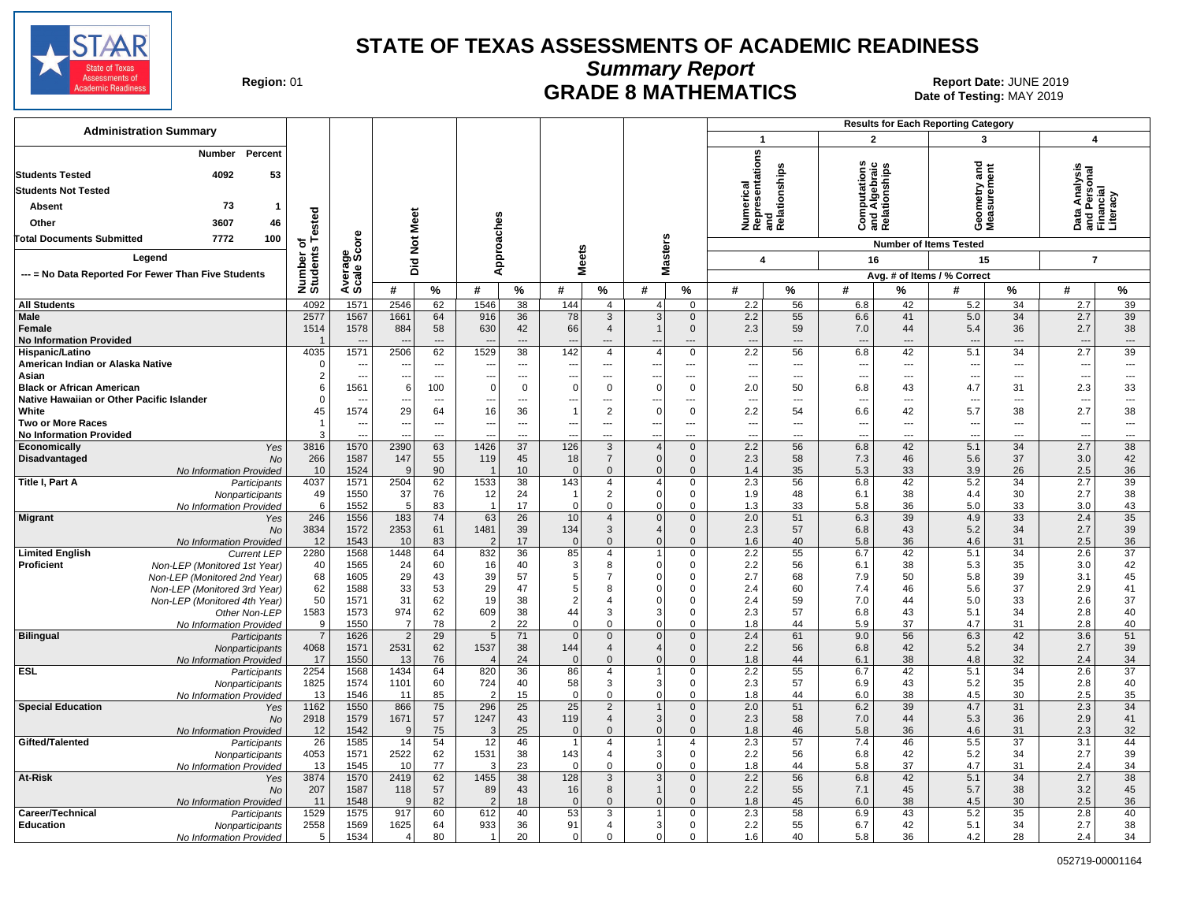# STATE OF TEXAS ASSESSMENTS OF ACADEMIC READINESS

## Summary Report

## GRADE 8 MATHEMATICS

**Region:** 01

**Report Date:** JUNE 2019
**Date of Testing:** MAY 2019

| Administration Summary | Number | Percent |
|---|---|---|
| Students Tested | 4092 | 53 |
| Students Not Tested | | |
| Absent | 73 | 1 |
| Other | 3607 | 46 |
| Total Documents Submitted | 7772 | 100 |

Legend: --- = No Data Reported For Fewer Than Five Students

Results for Each Reporting Category: 1 = Numerical Representations and Relationships (Number of Items Tested: 4); 2 = Computations and Algebraic Relationships (16); 3 = Geometry and Measurement (15); 4 = Data Analysis and Personal Financial Literacy (7). Values are Avg. # of Items / % Correct.

| Group | | Number of Students Tested | Average Scale Score | Did Not Meet # | Did Not Meet % | Approaches # | Approaches % | Meets # | Meets % | Masters # | Masters % | Cat 1 # | Cat 1 % | Cat 2 # | Cat 2 % | Cat 3 # | Cat 3 % | Cat 4 # | Cat 4 % |
|---|---|---|---|---|---|---|---|---|---|---|---|---|---|---|---|---|---|---|---|
| All Students | | 4092 | 1571 | 2546 | 62 | 1546 | 38 | 144 | 4 | 4 | 0 | 2.2 | 56 | 6.8 | 42 | 5.2 | 34 | 2.7 | 39 |
| Male | | 2577 | 1567 | 1661 | 64 | 916 | 36 | 78 | 3 | 3 | 0 | 2.2 | 55 | 6.6 | 41 | 5.0 | 34 | 2.7 | 39 |
| Female | | 1514 | 1578 | 884 | 58 | 630 | 42 | 66 | 4 | 1 | 0 | 2.3 | 59 | 7.0 | 44 | 5.4 | 36 | 2.7 | 38 |
| No Information Provided | | 1 | --- | --- | --- | --- | --- | --- | --- | --- | --- | --- | --- | --- | --- | --- | --- | --- | --- |
| Hispanic/Latino | | 4035 | 1571 | 2506 | 62 | 1529 | 38 | 142 | 4 | 4 | 0 | 2.2 | 56 | 6.8 | 42 | 5.1 | 34 | 2.7 | 39 |
| American Indian or Alaska Native | | 0 | --- | --- | --- | --- | --- | --- | --- | --- | --- | --- | --- | --- | --- | --- | --- | --- | --- |
| Asian | | 2 | --- | --- | --- | --- | --- | --- | --- | --- | --- | --- | --- | --- | --- | --- | --- | --- | --- |
| Black or African American | | 6 | 1561 | 6 | 100 | 0 | 0 | 0 | 0 | 0 | 0 | 2.0 | 50 | 6.8 | 43 | 4.7 | 31 | 2.3 | 33 |
| Native Hawaiian or Other Pacific Islander | | 0 | --- | --- | --- | --- | --- | --- | --- | --- | --- | --- | --- | --- | --- | --- | --- | --- | --- |
| White | | 45 | 1574 | 29 | 64 | 16 | 36 | 1 | 2 | 0 | 0 | 2.2 | 54 | 6.6 | 42 | 5.7 | 38 | 2.7 | 38 |
| Two or More Races | | 1 | --- | --- | --- | --- | --- | --- | --- | --- | --- | --- | --- | --- | --- | --- | --- | --- | --- |
| No Information Provided | | 3 | --- | --- | --- | --- | --- | --- | --- | --- | --- | --- | --- | --- | --- | --- | --- | --- | --- |
| Economically Disadvantaged | Yes | 3816 | 1570 | 2390 | 63 | 1426 | 37 | 126 | 3 | 4 | 0 | 2.2 | 56 | 6.8 | 42 | 5.1 | 34 | 2.7 | 38 |
| | No | 266 | 1587 | 147 | 55 | 119 | 45 | 18 | 7 | 0 | 0 | 2.3 | 58 | 7.3 | 46 | 5.6 | 37 | 3.0 | 42 |
| | No Information Provided | 10 | 1524 | 9 | 90 | 1 | 10 | 0 | 0 | 0 | 0 | 1.4 | 35 | 5.3 | 33 | 3.9 | 26 | 2.5 | 36 |
| Title I, Part A | Participants | 4037 | 1571 | 2504 | 62 | 1533 | 38 | 143 | 4 | 4 | 0 | 2.3 | 56 | 6.8 | 42 | 5.2 | 34 | 2.7 | 39 |
| | Nonparticipants | 49 | 1550 | 37 | 76 | 12 | 24 | 1 | 2 | 0 | 0 | 1.9 | 48 | 6.1 | 38 | 4.4 | 30 | 2.7 | 38 |
| | No Information Provided | 6 | 1552 | 5 | 83 | 1 | 17 | 0 | 0 | 0 | 0 | 1.3 | 33 | 5.8 | 36 | 5.0 | 33 | 3.0 | 43 |
| Migrant | Yes | 246 | 1556 | 183 | 74 | 63 | 26 | 10 | 4 | 0 | 0 | 2.0 | 51 | 6.3 | 39 | 4.9 | 33 | 2.4 | 35 |
| | No | 3834 | 1572 | 2353 | 61 | 1481 | 39 | 134 | 3 | 4 | 0 | 2.3 | 57 | 6.8 | 43 | 5.2 | 34 | 2.7 | 39 |
| | No Information Provided | 12 | 1543 | 10 | 83 | 2 | 17 | 0 | 0 | 0 | 0 | 1.6 | 40 | 5.8 | 36 | 4.6 | 31 | 2.5 | 36 |
| Limited English Proficient | Current LEP | 2280 | 1568 | 1448 | 64 | 832 | 36 | 85 | 4 | 1 | 0 | 2.2 | 55 | 6.7 | 42 | 5.1 | 34 | 2.6 | 37 |
| | Non-LEP (Monitored 1st Year) | 40 | 1565 | 24 | 60 | 16 | 40 | 3 | 8 | 0 | 0 | 2.2 | 56 | 6.1 | 38 | 5.3 | 35 | 3.0 | 42 |
| | Non-LEP (Monitored 2nd Year) | 68 | 1605 | 29 | 43 | 39 | 57 | 5 | 7 | 0 | 0 | 2.7 | 68 | 7.9 | 50 | 5.8 | 39 | 3.1 | 45 |
| | Non-LEP (Monitored 3rd Year) | 62 | 1588 | 33 | 53 | 29 | 47 | 5 | 8 | 0 | 0 | 2.4 | 60 | 7.4 | 46 | 5.6 | 37 | 2.9 | 41 |
| | Non-LEP (Monitored 4th Year) | 50 | 1571 | 31 | 62 | 19 | 38 | 2 | 4 | 0 | 0 | 2.4 | 59 | 7.0 | 44 | 5.0 | 33 | 2.6 | 37 |
| | Other Non-LEP | 1583 | 1573 | 974 | 62 | 609 | 38 | 44 | 3 | 3 | 0 | 2.3 | 57 | 6.8 | 43 | 5.1 | 34 | 2.8 | 40 |
| | No Information Provided | 9 | 1550 | 7 | 78 | 2 | 22 | 0 | 0 | 0 | 0 | 1.8 | 44 | 5.9 | 37 | 4.7 | 31 | 2.8 | 40 |
| Bilingual | Participants | 7 | 1626 | 2 | 29 | 5 | 71 | 0 | 0 | 0 | 0 | 2.4 | 61 | 9.0 | 56 | 6.3 | 42 | 3.6 | 51 |
| | Nonparticipants | 4068 | 1571 | 2531 | 62 | 1537 | 38 | 144 | 4 | 4 | 0 | 2.2 | 56 | 6.8 | 42 | 5.2 | 34 | 2.7 | 39 |
| | No Information Provided | 17 | 1550 | 13 | 76 | 4 | 24 | 0 | 0 | 0 | 0 | 1.8 | 44 | 6.1 | 38 | 4.8 | 32 | 2.4 | 34 |
| ESL | Participants | 2254 | 1568 | 1434 | 64 | 820 | 36 | 86 | 4 | 1 | 0 | 2.2 | 55 | 6.7 | 42 | 5.1 | 34 | 2.6 | 37 |
| | Nonparticipants | 1825 | 1574 | 1101 | 60 | 724 | 40 | 58 | 3 | 3 | 0 | 2.3 | 57 | 6.9 | 43 | 5.2 | 35 | 2.8 | 40 |
| | No Information Provided | 13 | 1546 | 11 | 85 | 2 | 15 | 0 | 0 | 0 | 0 | 1.8 | 44 | 6.0 | 38 | 4.5 | 30 | 2.5 | 35 |
| Special Education | Yes | 1162 | 1550 | 866 | 75 | 296 | 25 | 25 | 2 | 1 | 0 | 2.0 | 51 | 6.2 | 39 | 4.7 | 31 | 2.3 | 34 |
| | No | 2918 | 1579 | 1671 | 57 | 1247 | 43 | 119 | 4 | 3 | 0 | 2.3 | 58 | 7.0 | 44 | 5.3 | 36 | 2.9 | 41 |
| | No Information Provided | 12 | 1542 | 9 | 75 | 3 | 25 | 0 | 0 | 0 | 0 | 1.8 | 46 | 5.8 | 36 | 4.6 | 31 | 2.3 | 32 |
| Gifted/Talented | Participants | 26 | 1585 | 14 | 54 | 12 | 46 | 1 | 4 | 1 | 4 | 2.3 | 57 | 7.4 | 46 | 5.5 | 37 | 3.1 | 44 |
| | Nonparticipants | 4053 | 1571 | 2522 | 62 | 1531 | 38 | 143 | 4 | 3 | 0 | 2.2 | 56 | 6.8 | 42 | 5.2 | 34 | 2.7 | 39 |
| | No Information Provided | 13 | 1545 | 10 | 77 | 3 | 23 | 0 | 0 | 0 | 0 | 1.8 | 44 | 5.8 | 37 | 4.7 | 31 | 2.4 | 34 |
| At-Risk | Yes | 3874 | 1570 | 2419 | 62 | 1455 | 38 | 128 | 3 | 3 | 0 | 2.2 | 56 | 6.8 | 42 | 5.1 | 34 | 2.7 | 38 |
| | No | 207 | 1587 | 118 | 57 | 89 | 43 | 16 | 8 | 1 | 0 | 2.2 | 55 | 7.1 | 45 | 5.7 | 38 | 3.2 | 45 |
| | No Information Provided | 11 | 1548 | 9 | 82 | 2 | 18 | 0 | 0 | 0 | 0 | 1.8 | 45 | 6.0 | 38 | 4.5 | 30 | 2.5 | 36 |
| Career/Technical Education | Participants | 1529 | 1575 | 917 | 60 | 612 | 40 | 53 | 3 | 1 | 0 | 2.3 | 58 | 6.9 | 43 | 5.2 | 35 | 2.8 | 40 |
| | Nonparticipants | 2558 | 1569 | 1625 | 64 | 933 | 36 | 91 | 4 | 3 | 0 | 2.2 | 55 | 6.7 | 42 | 5.1 | 34 | 2.7 | 38 |
| | No Information Provided | 5 | 1534 | 4 | 80 | 1 | 20 | 0 | 0 | 0 | 0 | 1.6 | 40 | 5.8 | 36 | 4.2 | 28 | 2.4 | 34 |

052719-00001164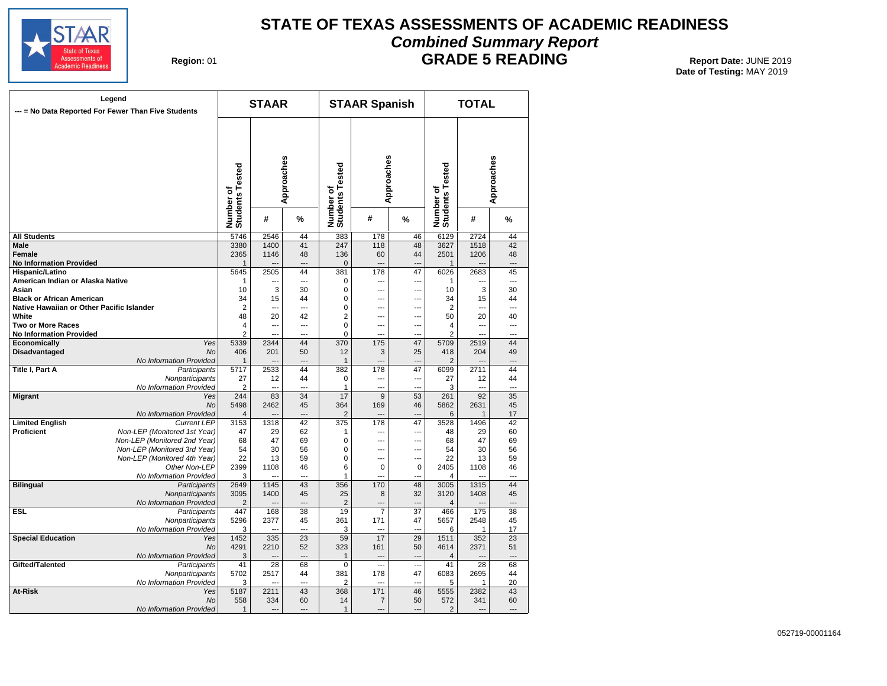# STATE OF TEXAS ASSESSMENTS OF ACADEMIC READINESS

## *Combined Summary Report*

## GRADE 5 READING

**Region:** 01

**Report Date:** JUNE 2019
**Date of Testing:** MAY 2019

**Legend**
--- = No Data Reported For Fewer Than Five Students

| | | STAAR | | | STAAR Spanish | | | TOTAL | | |
|---|---|---|---|---|---|---|---|---|---|---|
| | | Number of Students Tested | Approaches | | Number of Students Tested | Approaches | | Number of Students Tested | Approaches | |
| | | | # | % | | # | % | | # | % |
| **All Students** | | 5746 | 2546 | 44 | 383 | 178 | 46 | 6129 | 2724 | 44 |
| **Male** | | 3380 | 1400 | 41 | 247 | 118 | 48 | 3627 | 1518 | 42 |
| **Female** | | 2365 | 1146 | 48 | 136 | 60 | 44 | 2501 | 1206 | 48 |
| **No Information Provided** | | 1 | --- | --- | 0 | --- | --- | 1 | --- | --- |
| **Hispanic/Latino** | | 5645 | 2505 | 44 | 381 | 178 | 47 | 6026 | 2683 | 45 |
| **American Indian or Alaska Native** | | 1 | --- | --- | 0 | --- | --- | 1 | --- | --- |
| **Asian** | | 10 | 3 | 30 | 0 | --- | --- | 10 | 3 | 30 |
| **Black or African American** | | 34 | 15 | 44 | 0 | --- | --- | 34 | 15 | 44 |
| **Native Hawaiian or Other Pacific Islander** | | 2 | --- | --- | 0 | --- | --- | 2 | --- | --- |
| **White** | | 48 | 20 | 42 | 2 | --- | --- | 50 | 20 | 40 |
| **Two or More Races** | | 4 | --- | --- | 0 | --- | --- | 4 | --- | --- |
| **No Information Provided** | | 2 | --- | --- | 0 | --- | --- | 2 | --- | --- |
| **Economically Disadvantaged** | *Yes* | 5339 | 2344 | 44 | 370 | 175 | 47 | 5709 | 2519 | 44 |
| | *No* | 406 | 201 | 50 | 12 | 3 | 25 | 418 | 204 | 49 |
| | *No Information Provided* | 1 | --- | --- | 1 | --- | --- | 2 | --- | --- |
| **Title I, Part A** | *Participants* | 5717 | 2533 | 44 | 382 | 178 | 47 | 6099 | 2711 | 44 |
| | *Nonparticipants* | 27 | 12 | 44 | 0 | --- | --- | 27 | 12 | 44 |
| | *No Information Provided* | 2 | --- | --- | 1 | --- | --- | 3 | --- | --- |
| **Migrant** | *Yes* | 244 | 83 | 34 | 17 | 9 | 53 | 261 | 92 | 35 |
| | *No* | 5498 | 2462 | 45 | 364 | 169 | 46 | 5862 | 2631 | 45 |
| | *No Information Provided* | 4 | --- | --- | 2 | --- | --- | 6 | 1 | 17 |
| **Limited English Proficient** | *Current LEP* | 3153 | 1318 | 42 | 375 | 178 | 47 | 3528 | 1496 | 42 |
| | *Non-LEP (Monitored 1st Year)* | 47 | 29 | 62 | 1 | --- | --- | 48 | 29 | 60 |
| | *Non-LEP (Monitored 2nd Year)* | 68 | 47 | 69 | 0 | --- | --- | 68 | 47 | 69 |
| | *Non-LEP (Monitored 3rd Year)* | 54 | 30 | 56 | 0 | --- | --- | 54 | 30 | 56 |
| | *Non-LEP (Monitored 4th Year)* | 22 | 13 | 59 | 0 | --- | --- | 22 | 13 | 59 |
| | *Other Non-LEP* | 2399 | 1108 | 46 | 6 | 0 | 0 | 2405 | 1108 | 46 |
| | *No Information Provided* | 3 | --- | --- | 1 | --- | --- | 4 | --- | --- |
| **Bilingual** | *Participants* | 2649 | 1145 | 43 | 356 | 170 | 48 | 3005 | 1315 | 44 |
| | *Nonparticipants* | 3095 | 1400 | 45 | 25 | 8 | 32 | 3120 | 1408 | 45 |
| | *No Information Provided* | 2 | --- | --- | 2 | --- | --- | 4 | --- | --- |
| **ESL** | *Participants* | 447 | 168 | 38 | 19 | 7 | 37 | 466 | 175 | 38 |
| | *Nonparticipants* | 5296 | 2377 | 45 | 361 | 171 | 47 | 5657 | 2548 | 45 |
| | *No Information Provided* | 3 | --- | --- | 3 | --- | --- | 6 | 1 | 17 |
| **Special Education** | *Yes* | 1452 | 335 | 23 | 59 | 17 | 29 | 1511 | 352 | 23 |
| | *No* | 4291 | 2210 | 52 | 323 | 161 | 50 | 4614 | 2371 | 51 |
| | *No Information Provided* | 3 | --- | --- | 1 | --- | --- | 4 | --- | --- |
| **Gifted/Talented** | *Participants* | 41 | 28 | 68 | 0 | --- | --- | 41 | 28 | 68 |
| | *Nonparticipants* | 5702 | 2517 | 44 | 381 | 178 | 47 | 6083 | 2695 | 44 |
| | *No Information Provided* | 3 | --- | --- | 2 | --- | --- | 5 | 1 | 20 |
| **At-Risk** | *Yes* | 5187 | 2211 | 43 | 368 | 171 | 46 | 5555 | 2382 | 43 |
| | *No* | 558 | 334 | 60 | 14 | 7 | 50 | 572 | 341 | 60 |
| | *No Information Provided* | 1 | --- | --- | 1 | --- | --- | 2 | --- | --- |

052719-00001164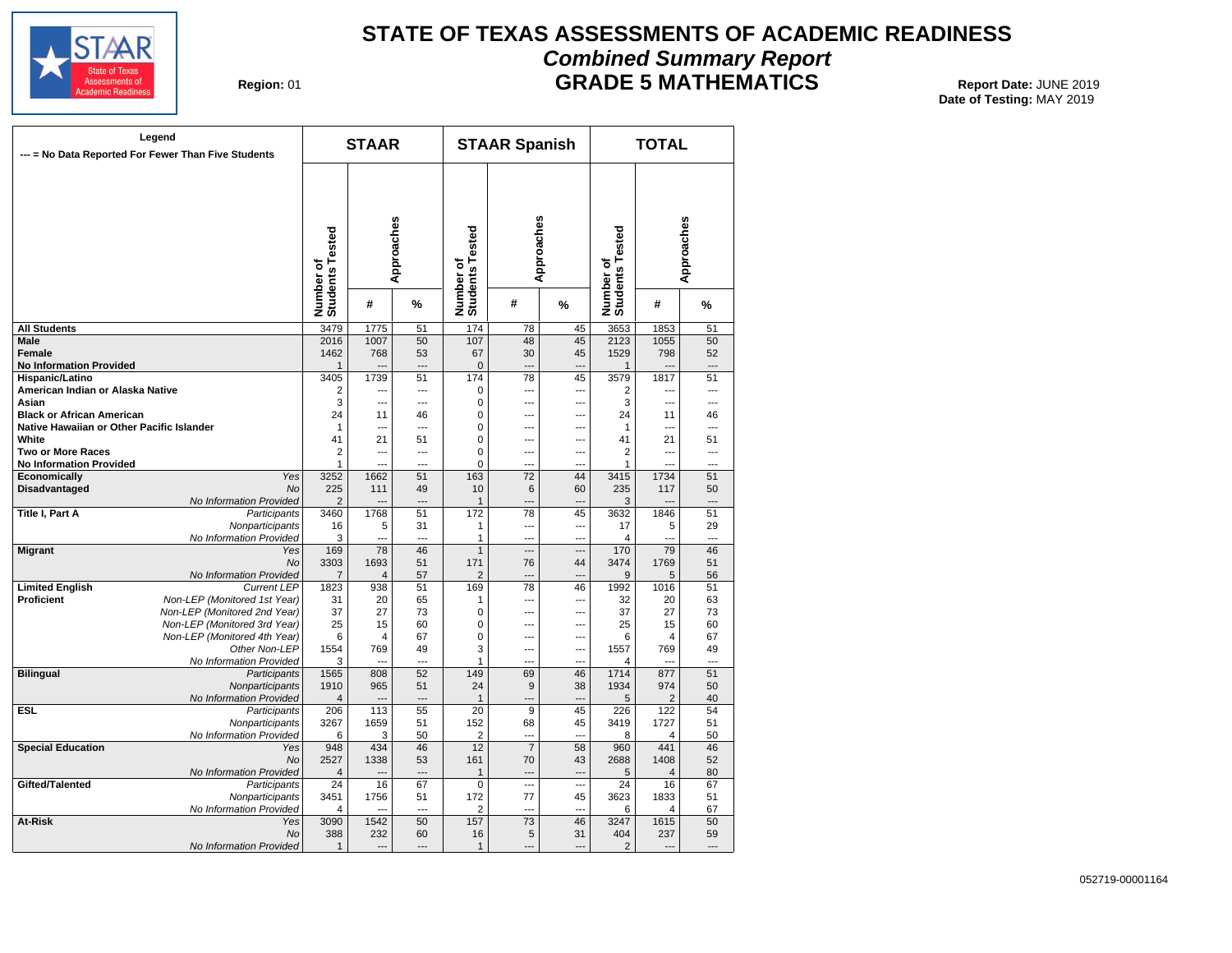# STATE OF TEXAS ASSESSMENTS OF ACADEMIC READINESS

## *Combined Summary Report*

## GRADE 5 MATHEMATICS

**Region:** 01

**Report Date:** JUNE 2019
**Date of Testing:** MAY 2019

Legend
--- = No Data Reported For Fewer Than Five Students

| | | STAAR | | | STAAR Spanish | | | TOTAL | | |
|---|---|---|---|---|---|---|---|---|---|---|
| | | Number of Students Tested | Approaches | | Number of Students Tested | Approaches | | Number of Students Tested | Approaches | |
| | | | # | % | | # | % | | # | % |
| **All Students** | | 3479 | 1775 | 51 | 174 | 78 | 45 | 3653 | 1853 | 51 |
| **Male** | | 2016 | 1007 | 50 | 107 | 48 | 45 | 2123 | 1055 | 50 |
| **Female** | | 1462 | 768 | 53 | 67 | 30 | 45 | 1529 | 798 | 52 |
| **No Information Provided** | | 1 | --- | --- | 0 | --- | --- | 1 | --- | --- |
| **Hispanic/Latino** | | 3405 | 1739 | 51 | 174 | 78 | 45 | 3579 | 1817 | 51 |
| **American Indian or Alaska Native** | | 2 | --- | --- | 0 | --- | --- | 2 | --- | --- |
| **Asian** | | 3 | --- | --- | 0 | --- | --- | 3 | --- | --- |
| **Black or African American** | | 24 | 11 | 46 | 0 | --- | --- | 24 | 11 | 46 |
| **Native Hawaiian or Other Pacific Islander** | | 1 | --- | --- | 0 | --- | --- | 1 | --- | --- |
| **White** | | 41 | 21 | 51 | 0 | --- | --- | 41 | 21 | 51 |
| **Two or More Races** | | 2 | --- | --- | 0 | --- | --- | 2 | --- | --- |
| **No Information Provided** | | 1 | --- | --- | 0 | --- | --- | 1 | --- | --- |
| **Economically Disadvantaged** | *Yes* | 3252 | 1662 | 51 | 163 | 72 | 44 | 3415 | 1734 | 51 |
| | *No* | 225 | 111 | 49 | 10 | 6 | 60 | 235 | 117 | 50 |
| | *No Information Provided* | 2 | --- | --- | 1 | --- | --- | 3 | --- | --- |
| **Title I, Part A** | *Participants* | 3460 | 1768 | 51 | 172 | 78 | 45 | 3632 | 1846 | 51 |
| | *Nonparticipants* | 16 | 5 | 31 | 1 | --- | --- | 17 | 5 | 29 |
| | *No Information Provided* | 3 | --- | --- | 1 | --- | --- | 4 | --- | --- |
| **Migrant** | *Yes* | 169 | 78 | 46 | 1 | --- | --- | 170 | 79 | 46 |
| | *No* | 3303 | 1693 | 51 | 171 | 76 | 44 | 3474 | 1769 | 51 |
| | *No Information Provided* | 7 | 4 | 57 | 2 | --- | --- | 9 | 5 | 56 |
| **Limited English Proficient** | *Current LEP* | 1823 | 938 | 51 | 169 | 78 | 46 | 1992 | 1016 | 51 |
| | *Non-LEP (Monitored 1st Year)* | 31 | 20 | 65 | 1 | --- | --- | 32 | 20 | 63 |
| | *Non-LEP (Monitored 2nd Year)* | 37 | 27 | 73 | 0 | --- | --- | 37 | 27 | 73 |
| | *Non-LEP (Monitored 3rd Year)* | 25 | 15 | 60 | 0 | --- | --- | 25 | 15 | 60 |
| | *Non-LEP (Monitored 4th Year)* | 6 | 4 | 67 | 0 | --- | --- | 6 | 4 | 67 |
| | *Other Non-LEP* | 1554 | 769 | 49 | 3 | --- | --- | 1557 | 769 | 49 |
| | *No Information Provided* | 3 | --- | --- | 1 | --- | --- | 4 | --- | --- |
| **Bilingual** | *Participants* | 1565 | 808 | 52 | 149 | 69 | 46 | 1714 | 877 | 51 |
| | *Nonparticipants* | 1910 | 965 | 51 | 24 | 9 | 38 | 1934 | 974 | 50 |
| | *No Information Provided* | 4 | --- | --- | 1 | --- | --- | 5 | 2 | 40 |
| **ESL** | *Participants* | 206 | 113 | 55 | 20 | 9 | 45 | 226 | 122 | 54 |
| | *Nonparticipants* | 3267 | 1659 | 51 | 152 | 68 | 45 | 3419 | 1727 | 51 |
| | *No Information Provided* | 6 | 3 | 50 | 2 | --- | --- | 8 | 4 | 50 |
| **Special Education** | *Yes* | 948 | 434 | 46 | 12 | 7 | 58 | 960 | 441 | 46 |
| | *No* | 2527 | 1338 | 53 | 161 | 70 | 43 | 2688 | 1408 | 52 |
| | *No Information Provided* | 4 | --- | --- | 1 | --- | --- | 5 | 4 | 80 |
| **Gifted/Talented** | *Participants* | 24 | 16 | 67 | 0 | --- | --- | 24 | 16 | 67 |
| | *Nonparticipants* | 3451 | 1756 | 51 | 172 | 77 | 45 | 3623 | 1833 | 51 |
| | *No Information Provided* | 4 | --- | --- | 2 | --- | --- | 6 | 4 | 67 |
| **At-Risk** | *Yes* | 3090 | 1542 | 50 | 157 | 73 | 46 | 3247 | 1615 | 50 |
| | *No* | 388 | 232 | 60 | 16 | 5 | 31 | 404 | 237 | 59 |
| | *No Information Provided* | 1 | --- | --- | 1 | --- | --- | 2 | --- | --- |

052719-00001164